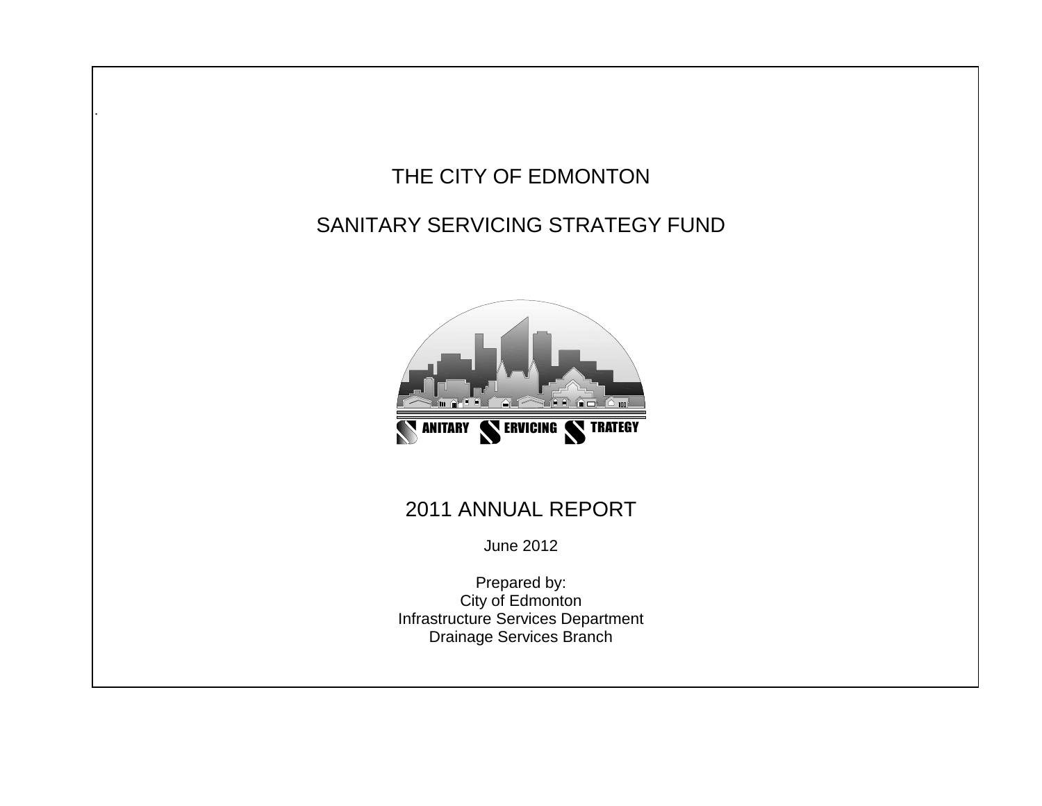# THE CITY OF EDMONTON

# SANITARY SERVICING STRATEGY FUND

SANITARY SERVICING STRATEGY

## 2011 ANNUAL REPORT

June 2012

Prepared by:
City of Edmonton
Infrastructure Services Department
Drainage Services Branch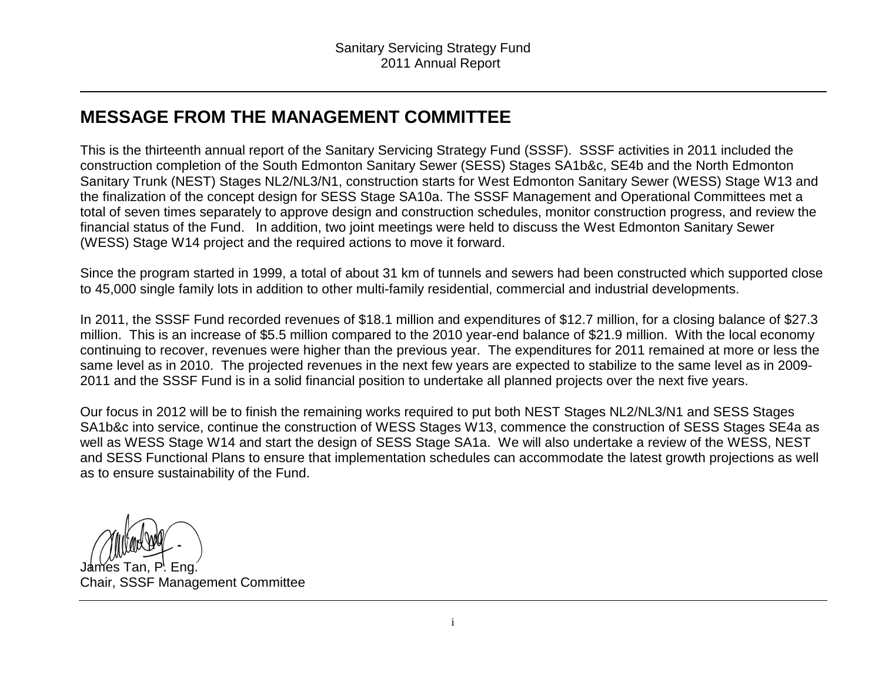# MESSAGE FROM THE MANAGEMENT COMMITTEE

This is the thirteenth annual report of the Sanitary Servicing Strategy Fund (SSSF). SSSF activities in 2011 included the construction completion of the South Edmonton Sanitary Sewer (SESS) Stages SA1b&c, SE4b and the North Edmonton Sanitary Trunk (NEST) Stages NL2/NL3/N1, construction starts for West Edmonton Sanitary Sewer (WESS) Stage W13 and the finalization of the concept design for SESS Stage SA10a. The SSSF Management and Operational Committees met a total of seven times separately to approve design and construction schedules, monitor construction progress, and review the financial status of the Fund. In addition, two joint meetings were held to discuss the West Edmonton Sanitary Sewer (WESS) Stage W14 project and the required actions to move it forward.

Since the program started in 1999, a total of about 31 km of tunnels and sewers had been constructed which supported close to 45,000 single family lots in addition to other multi-family residential, commercial and industrial developments.

In 2011, the SSSF Fund recorded revenues of $18.1 million and expenditures of $12.7 million, for a closing balance of $27.3 million. This is an increase of $5.5 million compared to the 2010 year-end balance of $21.9 million. With the local economy continuing to recover, revenues were higher than the previous year. The expenditures for 2011 remained at more or less the same level as in 2010. The projected revenues in the next few years are expected to stabilize to the same level as in 2009-2011 and the SSSF Fund is in a solid financial position to undertake all planned projects over the next five years.

Our focus in 2012 will be to finish the remaining works required to put both NEST Stages NL2/NL3/N1 and SESS Stages SA1b&c into service, continue the construction of WESS Stages W13, commence the construction of SESS Stages SE4a as well as WESS Stage W14 and start the design of SESS Stage SA1a. We will also undertake a review of the WESS, NEST and SESS Functional Plans to ensure that implementation schedules can accommodate the latest growth projections as well as to ensure sustainability of the Fund.

James Tan, P. Eng.
Chair, SSSF Management Committee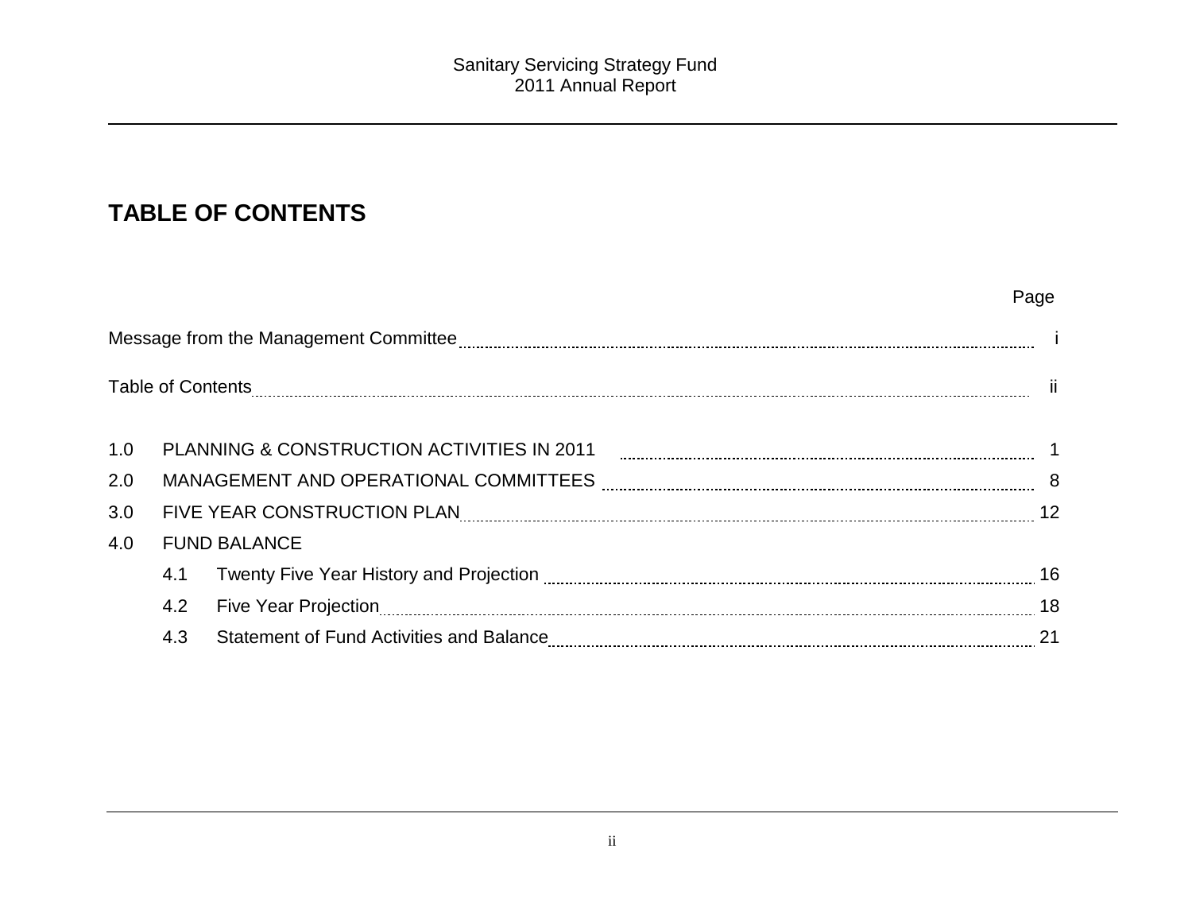# TABLE OF CONTENTS

| | | Page |
|---|---|---|
| Message from the Management Committee | | i |
| Table of Contents | | ii |
| 1.0 | PLANNING & CONSTRUCTION ACTIVITIES IN 2011 | 1 |
| 2.0 | MANAGEMENT AND OPERATIONAL COMMITTEES | 8 |
| 3.0 | FIVE YEAR CONSTRUCTION PLAN | 12 |
| 4.0 | FUND BALANCE | |
| | 4.1 Twenty Five Year History and Projection | 16 |
| | 4.2 Five Year Projection | 18 |
| | 4.3 Statement of Fund Activities and Balance | 21 |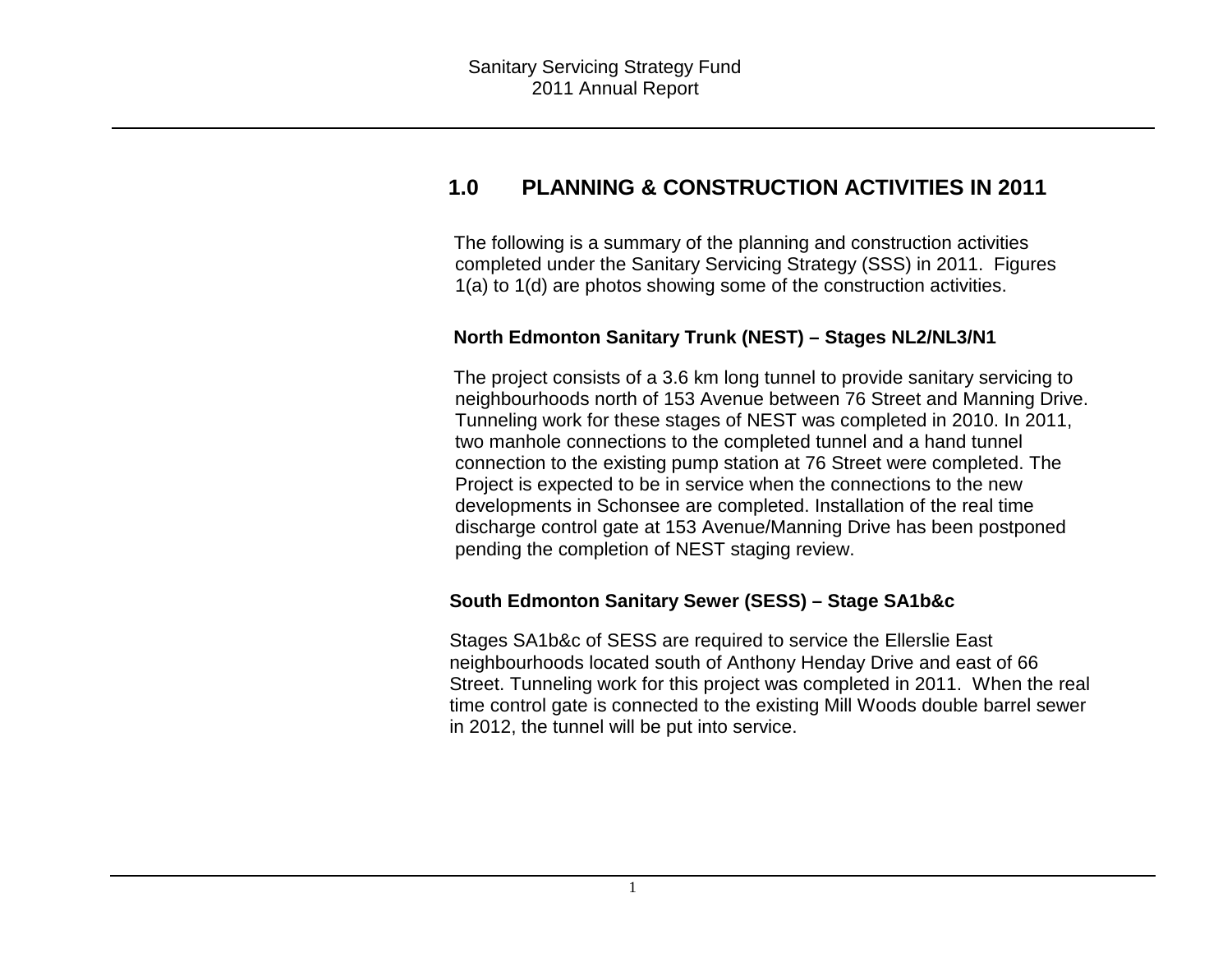## 1.0 PLANNING & CONSTRUCTION ACTIVITIES IN 2011

The following is a summary of the planning and construction activities completed under the Sanitary Servicing Strategy (SSS) in 2011. Figures 1(a) to 1(d) are photos showing some of the construction activities.

**North Edmonton Sanitary Trunk (NEST) – Stages NL2/NL3/N1**

The project consists of a 3.6 km long tunnel to provide sanitary servicing to neighbourhoods north of 153 Avenue between 76 Street and Manning Drive. Tunneling work for these stages of NEST was completed in 2010. In 2011, two manhole connections to the completed tunnel and a hand tunnel connection to the existing pump station at 76 Street were completed. The Project is expected to be in service when the connections to the new developments in Schonsee are completed. Installation of the real time discharge control gate at 153 Avenue/Manning Drive has been postponed pending the completion of NEST staging review.

**South Edmonton Sanitary Sewer (SESS) – Stage SA1b&c**

Stages SA1b&c of SESS are required to service the Ellerslie East neighbourhoods located south of Anthony Henday Drive and east of 66 Street. Tunneling work for this project was completed in 2011. When the real time control gate is connected to the existing Mill Woods double barrel sewer in 2012, the tunnel will be put into service.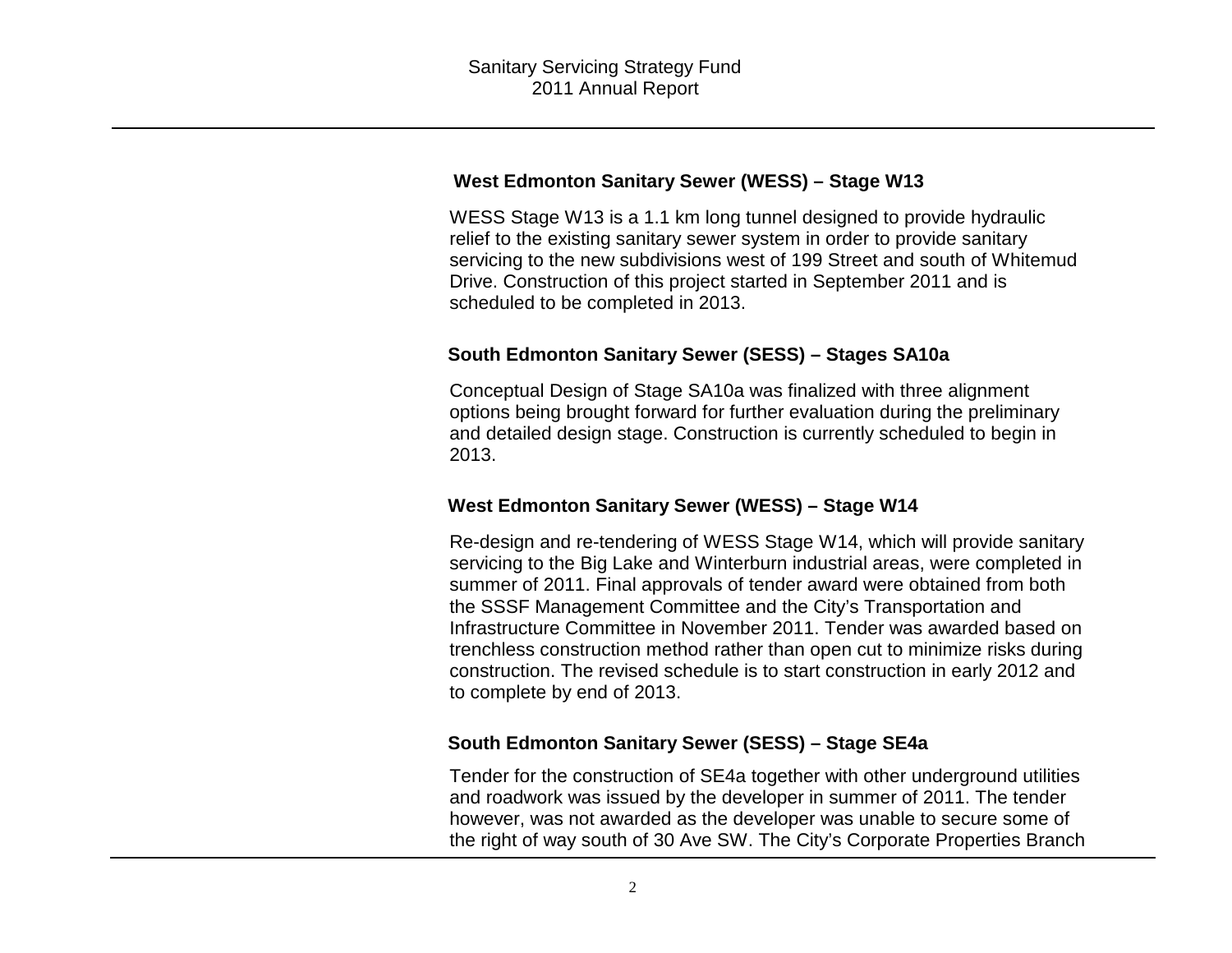### West Edmonton Sanitary Sewer (WESS) – Stage W13

WESS Stage W13 is a 1.1 km long tunnel designed to provide hydraulic relief to the existing sanitary sewer system in order to provide sanitary servicing to the new subdivisions west of 199 Street and south of Whitemud Drive. Construction of this project started in September 2011 and is scheduled to be completed in 2013.

### South Edmonton Sanitary Sewer (SESS) – Stages SA10a

Conceptual Design of Stage SA10a was finalized with three alignment options being brought forward for further evaluation during the preliminary and detailed design stage. Construction is currently scheduled to begin in 2013.

### West Edmonton Sanitary Sewer (WESS) – Stage W14

Re-design and re-tendering of WESS Stage W14, which will provide sanitary servicing to the Big Lake and Winterburn industrial areas, were completed in summer of 2011. Final approvals of tender award were obtained from both the SSSF Management Committee and the City's Transportation and Infrastructure Committee in November 2011. Tender was awarded based on trenchless construction method rather than open cut to minimize risks during construction. The revised schedule is to start construction in early 2012 and to complete by end of 2013.

### South Edmonton Sanitary Sewer (SESS) – Stage SE4a

Tender for the construction of SE4a together with other underground utilities and roadwork was issued by the developer in summer of 2011. The tender however, was not awarded as the developer was unable to secure some of the right of way south of 30 Ave SW. The City's Corporate Properties Branch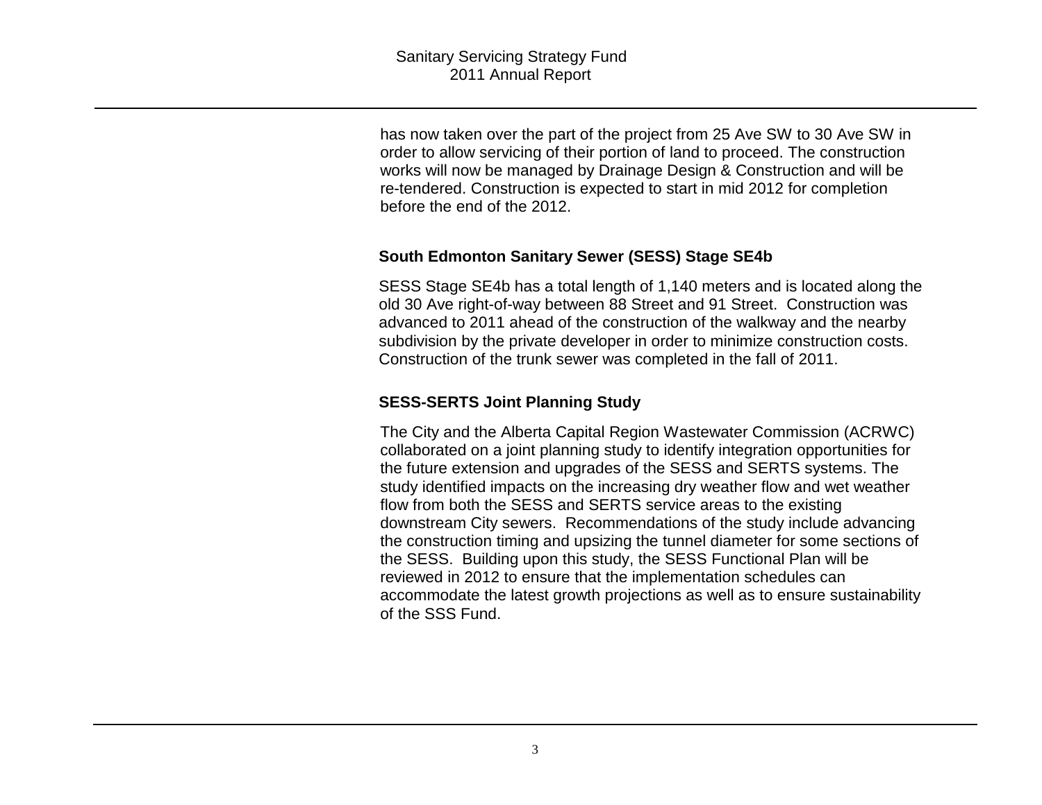has now taken over the part of the project from 25 Ave SW to 30 Ave SW in order to allow servicing of their portion of land to proceed. The construction works will now be managed by Drainage Design & Construction and will be re-tendered. Construction is expected to start in mid 2012 for completion before the end of the 2012.

### South Edmonton Sanitary Sewer (SESS) Stage SE4b

SESS Stage SE4b has a total length of 1,140 meters and is located along the old 30 Ave right-of-way between 88 Street and 91 Street. Construction was advanced to 2011 ahead of the construction of the walkway and the nearby subdivision by the private developer in order to minimize construction costs. Construction of the trunk sewer was completed in the fall of 2011.

### SESS-SERTS Joint Planning Study

The City and the Alberta Capital Region Wastewater Commission (ACRWC) collaborated on a joint planning study to identify integration opportunities for the future extension and upgrades of the SESS and SERTS systems. The study identified impacts on the increasing dry weather flow and wet weather flow from both the SESS and SERTS service areas to the existing downstream City sewers. Recommendations of the study include advancing the construction timing and upsizing the tunnel diameter for some sections of the SESS. Building upon this study, the SESS Functional Plan will be reviewed in 2012 to ensure that the implementation schedules can accommodate the latest growth projections as well as to ensure sustainability of the SSS Fund.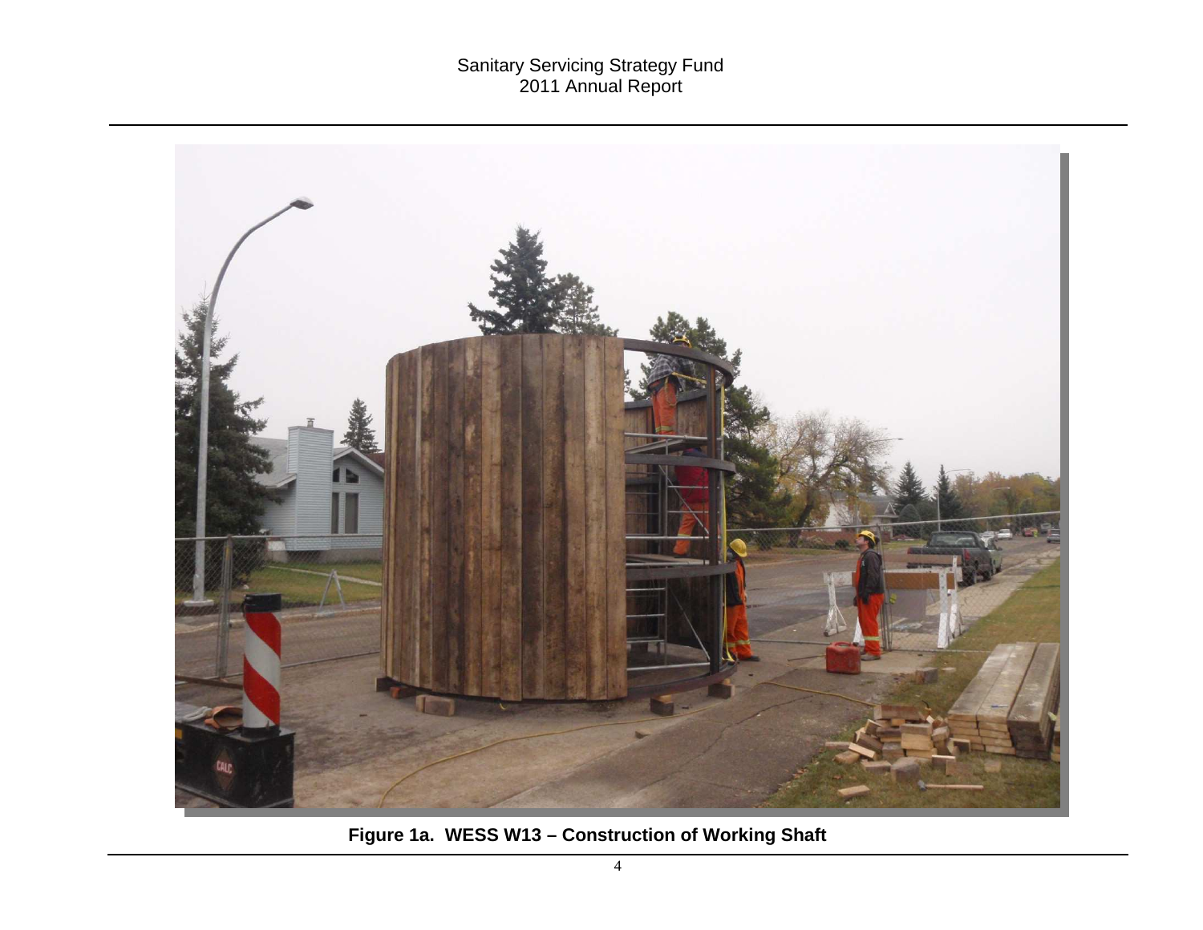**Figure 1a. WESS W13 – Construction of Working Shaft**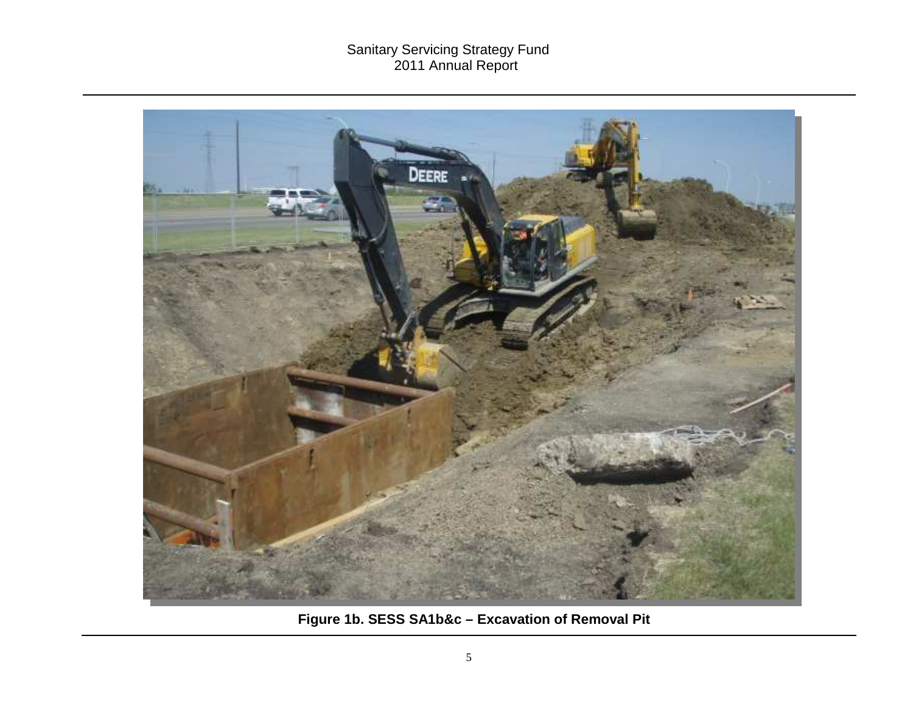**Figure 1b. SESS SA1b&c – Excavation of Removal Pit**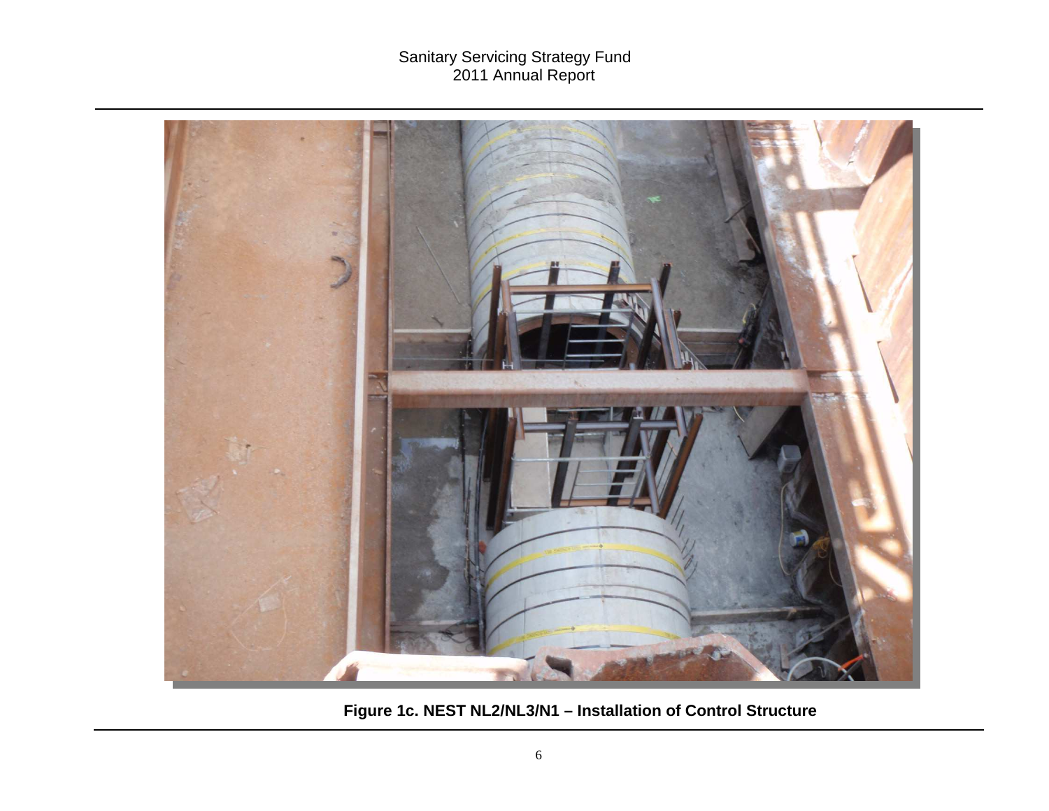Figure 1c. NEST NL2/NL3/N1 – Installation of Control Structure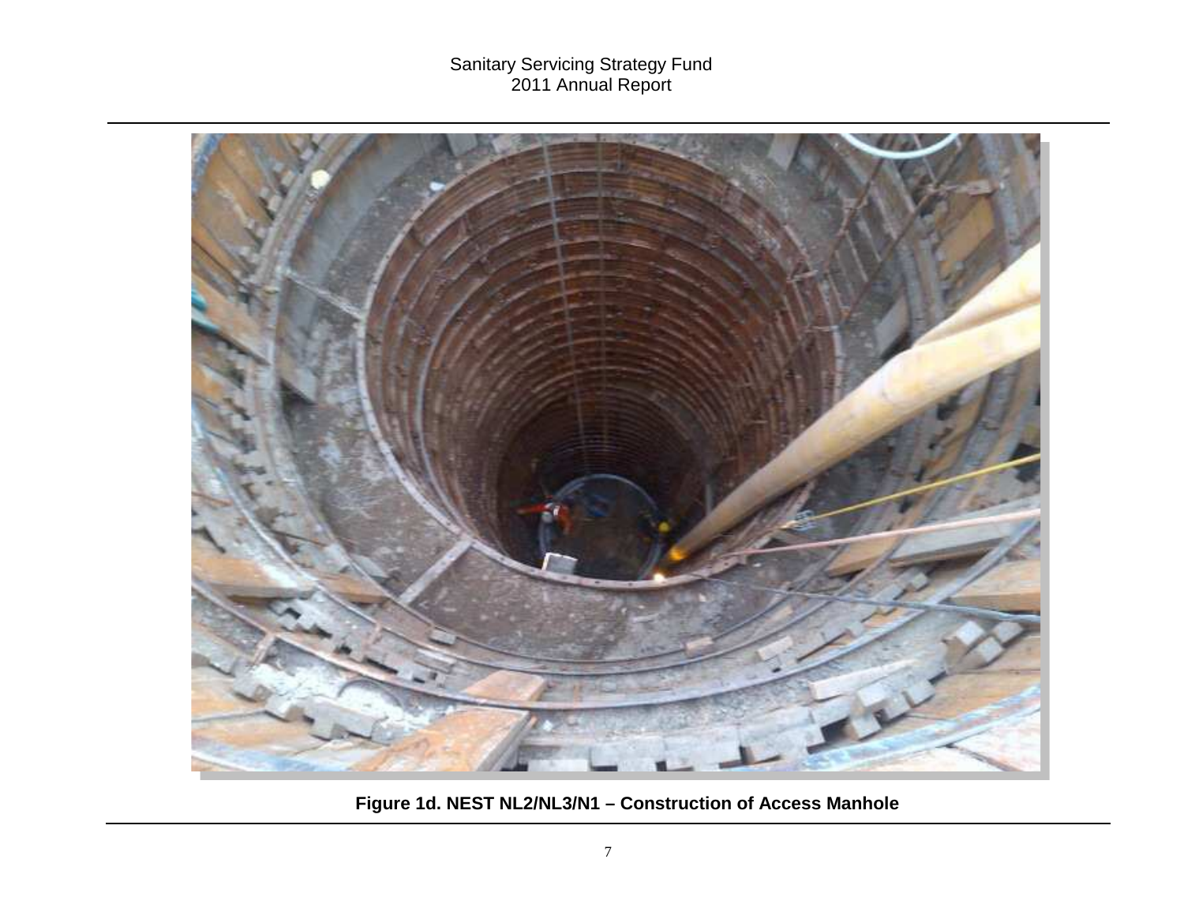**Figure 1d. NEST NL2/NL3/N1 – Construction of Access Manhole**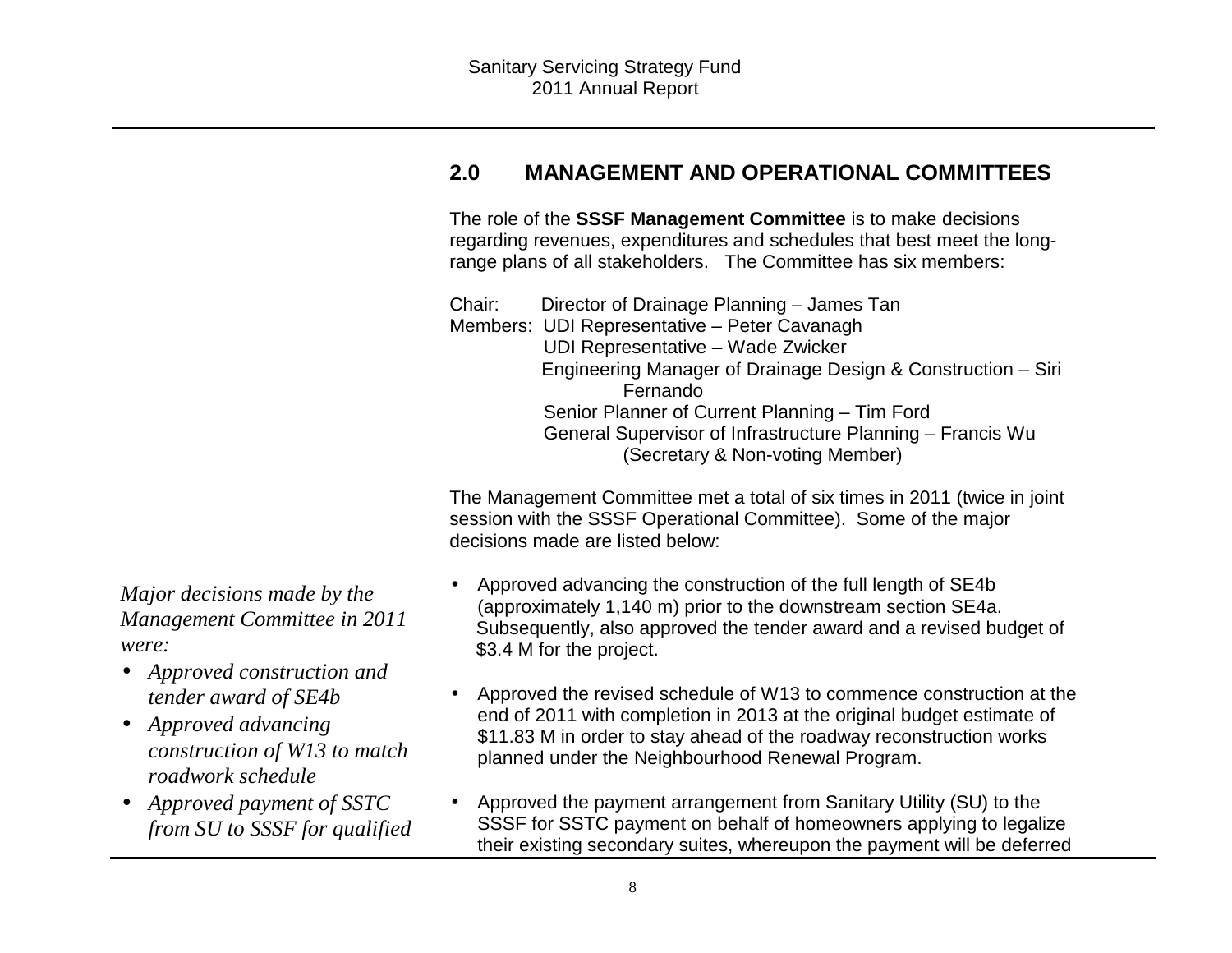## 2.0 MANAGEMENT AND OPERATIONAL COMMITTEES

The role of the **SSSF Management Committee** is to make decisions regarding revenues, expenditures and schedules that best meet the long-range plans of all stakeholders. The Committee has six members:

Chair: Director of Drainage Planning – James Tan
Members: UDI Representative – Peter Cavanagh
UDI Representative – Wade Zwicker
Engineering Manager of Drainage Design & Construction – Siri Fernando
Senior Planner of Current Planning – Tim Ford
General Supervisor of Infrastructure Planning – Francis Wu (Secretary & Non-voting Member)

The Management Committee met a total of six times in 2011 (twice in joint session with the SSSF Operational Committee). Some of the major decisions made are listed below:

*Major decisions made by the Management Committee in 2011 were:*

- *Approved construction and tender award of SE4b*
- *Approved advancing construction of W13 to match roadwork schedule*
- *Approved payment of SSTC from SU to SSSF for qualified*

- Approved advancing the construction of the full length of SE4b (approximately 1,140 m) prior to the downstream section SE4a. Subsequently, also approved the tender award and a revised budget of \$3.4 M for the project.
- Approved the revised schedule of W13 to commence construction at the end of 2011 with completion in 2013 at the original budget estimate of \$11.83 M in order to stay ahead of the roadway reconstruction works planned under the Neighbourhood Renewal Program.
- Approved the payment arrangement from Sanitary Utility (SU) to the SSSF for SSTC payment on behalf of homeowners applying to legalize their existing secondary suites, whereupon the payment will be deferred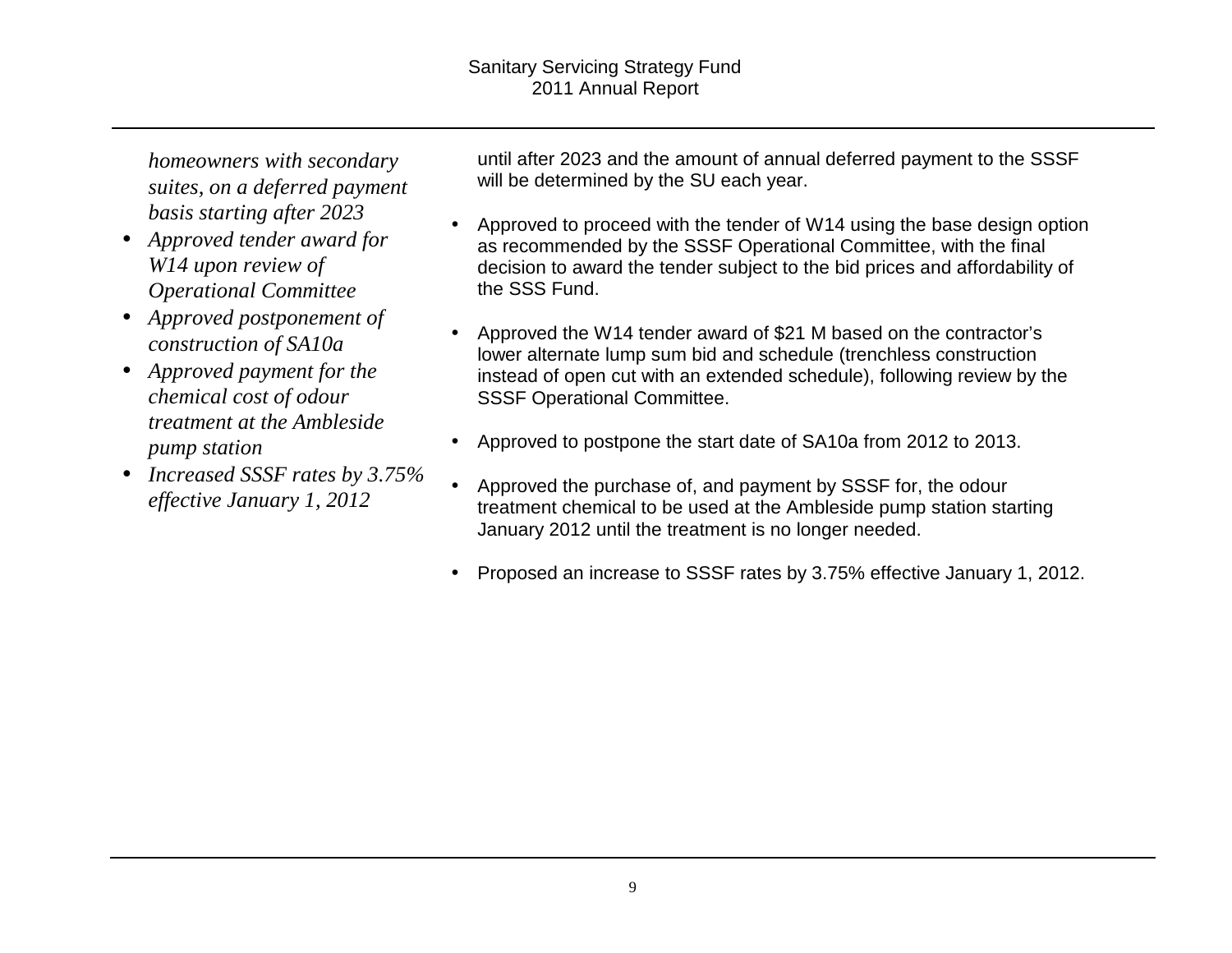*homeowners with secondary suites, on a deferred payment basis starting after 2023*

- *Approved tender award for W14 upon review of Operational Committee*
- *Approved postponement of construction of SA10a*
- *Approved payment for the chemical cost of odour treatment at the Ambleside pump station*
- *Increased SSSF rates by 3.75% effective January 1, 2012*

until after 2023 and the amount of annual deferred payment to the SSSF will be determined by the SU each year.

- Approved to proceed with the tender of W14 using the base design option as recommended by the SSSF Operational Committee, with the final decision to award the tender subject to the bid prices and affordability of the SSS Fund.
- Approved the W14 tender award of $21 M based on the contractor's lower alternate lump sum bid and schedule (trenchless construction instead of open cut with an extended schedule), following review by the SSSF Operational Committee.
- Approved to postpone the start date of SA10a from 2012 to 2013.
- Approved the purchase of, and payment by SSSF for, the odour treatment chemical to be used at the Ambleside pump station starting January 2012 until the treatment is no longer needed.
- Proposed an increase to SSSF rates by 3.75% effective January 1, 2012.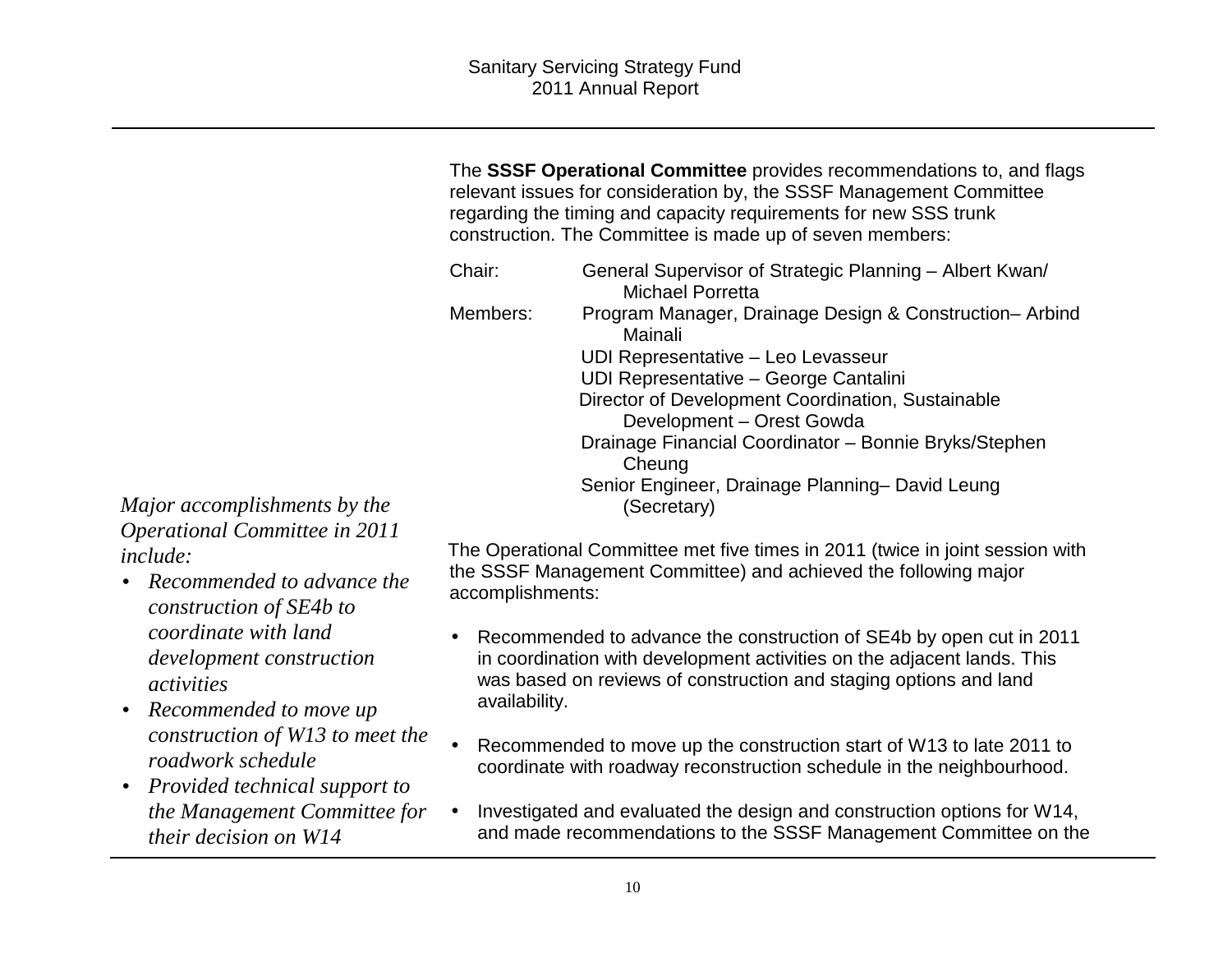The **SSSF Operational Committee** provides recommendations to, and flags relevant issues for consideration by, the SSSF Management Committee regarding the timing and capacity requirements for new SSS trunk construction. The Committee is made up of seven members:

Chair: General Supervisor of Strategic Planning – Albert Kwan/ Michael Porretta

Members: Program Manager, Drainage Design & Construction– Arbind Mainali
UDI Representative – Leo Levasseur
UDI Representative – George Cantalini
Director of Development Coordination, Sustainable Development – Orest Gowda
Drainage Financial Coordinator – Bonnie Bryks/Stephen Cheung
Senior Engineer, Drainage Planning– David Leung (Secretary)

*Major accomplishments by the Operational Committee in 2011 include:*

- *Recommended to advance the construction of SE4b to coordinate with land development construction activities*
- *Recommended to move up construction of W13 to meet the roadwork schedule*
- *Provided technical support to the Management Committee for their decision on W14*

The Operational Committee met five times in 2011 (twice in joint session with the SSSF Management Committee) and achieved the following major accomplishments:

- Recommended to advance the construction of SE4b by open cut in 2011 in coordination with development activities on the adjacent lands. This was based on reviews of construction and staging options and land availability.
- Recommended to move up the construction start of W13 to late 2011 to coordinate with roadway reconstruction schedule in the neighbourhood.
- Investigated and evaluated the design and construction options for W14, and made recommendations to the SSSF Management Committee on the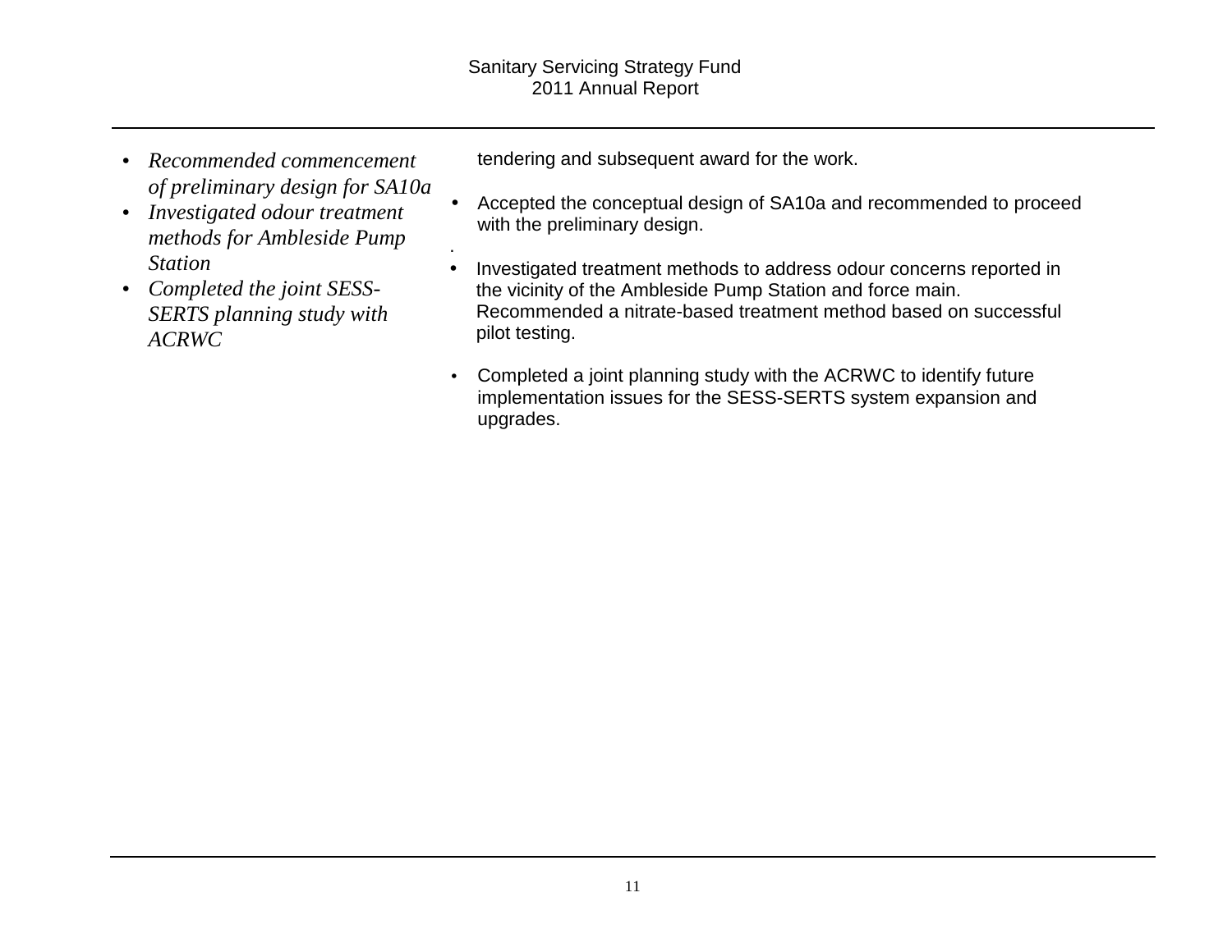- *Recommended commencement of preliminary design for SA10a*
- *Investigated odour treatment methods for Ambleside Pump Station*
- *Completed the joint SESS-SERTS planning study with ACRWC*

tendering and subsequent award for the work.

- Accepted the conceptual design of SA10a and recommended to proceed with the preliminary design.

- Investigated treatment methods to address odour concerns reported in the vicinity of the Ambleside Pump Station and force main. Recommended a nitrate-based treatment method based on successful pilot testing.

- Completed a joint planning study with the ACRWC to identify future implementation issues for the SESS-SERTS system expansion and upgrades.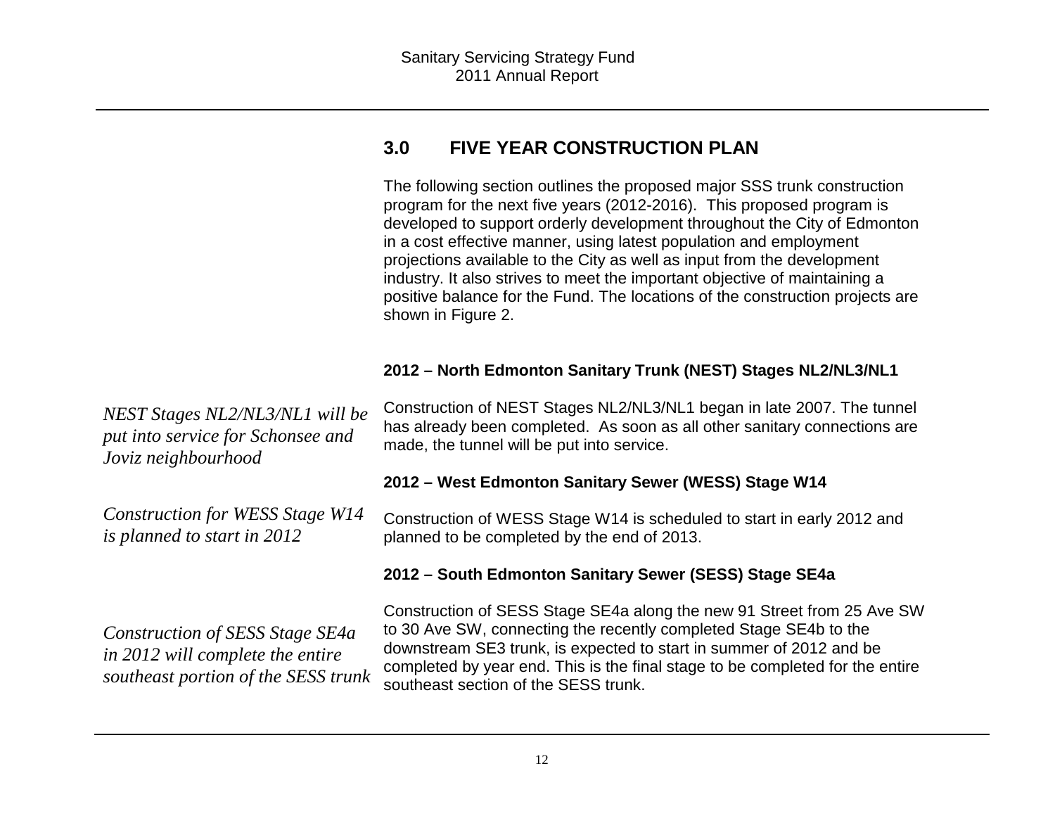## 3.0 FIVE YEAR CONSTRUCTION PLAN

The following section outlines the proposed major SSS trunk construction program for the next five years (2012-2016). This proposed program is developed to support orderly development throughout the City of Edmonton in a cost effective manner, using latest population and employment projections available to the City as well as input from the development industry. It also strives to meet the important objective of maintaining a positive balance for the Fund. The locations of the construction projects are shown in Figure 2.

### 2012 – North Edmonton Sanitary Trunk (NEST) Stages NL2/NL3/NL1

*NEST Stages NL2/NL3/NL1 will be put into service for Schonsee and Joviz neighbourhood*

Construction of NEST Stages NL2/NL3/NL1 began in late 2007. The tunnel has already been completed. As soon as all other sanitary connections are made, the tunnel will be put into service.

### 2012 – West Edmonton Sanitary Sewer (WESS) Stage W14

*Construction for WESS Stage W14 is planned to start in 2012*

Construction of WESS Stage W14 is scheduled to start in early 2012 and planned to be completed by the end of 2013.

### 2012 – South Edmonton Sanitary Sewer (SESS) Stage SE4a

*Construction of SESS Stage SE4a in 2012 will complete the entire southeast portion of the SESS trunk*

Construction of SESS Stage SE4a along the new 91 Street from 25 Ave SW to 30 Ave SW, connecting the recently completed Stage SE4b to the downstream SE3 trunk, is expected to start in summer of 2012 and be completed by year end. This is the final stage to be completed for the entire southeast section of the SESS trunk.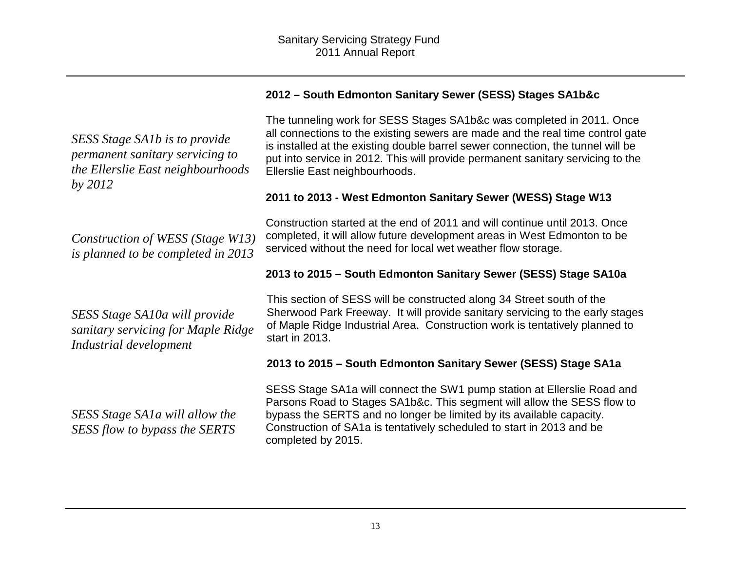### 2012 – South Edmonton Sanitary Sewer (SESS) Stages SA1b&c

*SESS Stage SA1b is to provide permanent sanitary servicing to the Ellerslie East neighbourhoods by 2012*

The tunneling work for SESS Stages SA1b&c was completed in 2011. Once all connections to the existing sewers are made and the real time control gate is installed at the existing double barrel sewer connection, the tunnel will be put into service in 2012. This will provide permanent sanitary servicing to the Ellerslie East neighbourhoods.

### 2011 to 2013 - West Edmonton Sanitary Sewer (WESS) Stage W13

*Construction of WESS (Stage W13) is planned to be completed in 2013*

Construction started at the end of 2011 and will continue until 2013. Once completed, it will allow future development areas in West Edmonton to be serviced without the need for local wet weather flow storage.

### 2013 to 2015 – South Edmonton Sanitary Sewer (SESS) Stage SA10a

*SESS Stage SA10a will provide sanitary servicing for Maple Ridge Industrial development*

This section of SESS will be constructed along 34 Street south of the Sherwood Park Freeway. It will provide sanitary servicing to the early stages of Maple Ridge Industrial Area. Construction work is tentatively planned to start in 2013.

### 2013 to 2015 – South Edmonton Sanitary Sewer (SESS) Stage SA1a

*SESS Stage SA1a will allow the SESS flow to bypass the SERTS*

SESS Stage SA1a will connect the SW1 pump station at Ellerslie Road and Parsons Road to Stages SA1b&c. This segment will allow the SESS flow to bypass the SERTS and no longer be limited by its available capacity. Construction of SA1a is tentatively scheduled to start in 2013 and be completed by 2015.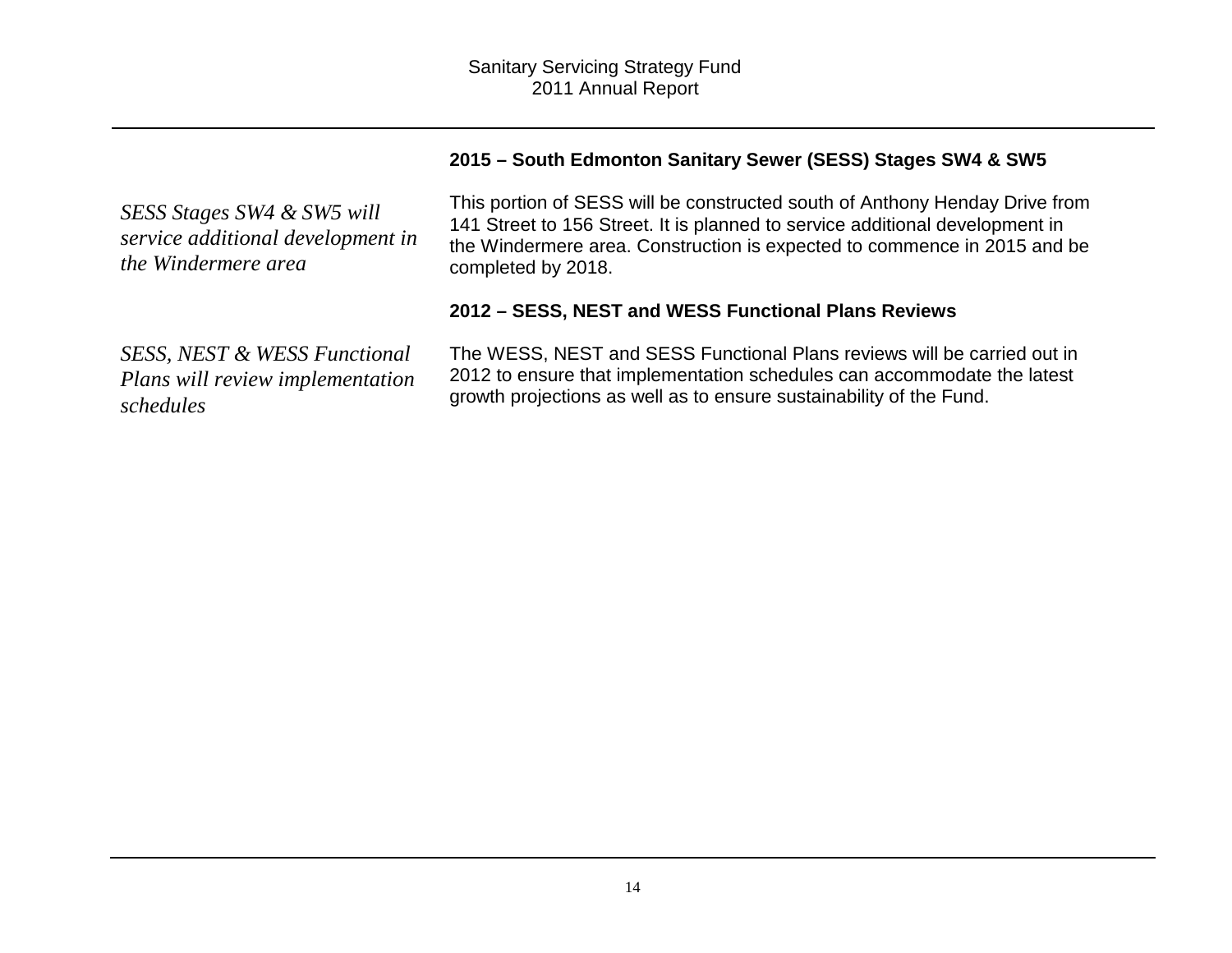### 2015 – South Edmonton Sanitary Sewer (SESS) Stages SW4 & SW5

*SESS Stages SW4 & SW5 will service additional development in the Windermere area*

This portion of SESS will be constructed south of Anthony Henday Drive from 141 Street to 156 Street. It is planned to service additional development in the Windermere area. Construction is expected to commence in 2015 and be completed by 2018.

### 2012 – SESS, NEST and WESS Functional Plans Reviews

*SESS, NEST & WESS Functional Plans will review implementation schedules*

The WESS, NEST and SESS Functional Plans reviews will be carried out in 2012 to ensure that implementation schedules can accommodate the latest growth projections as well as to ensure sustainability of the Fund.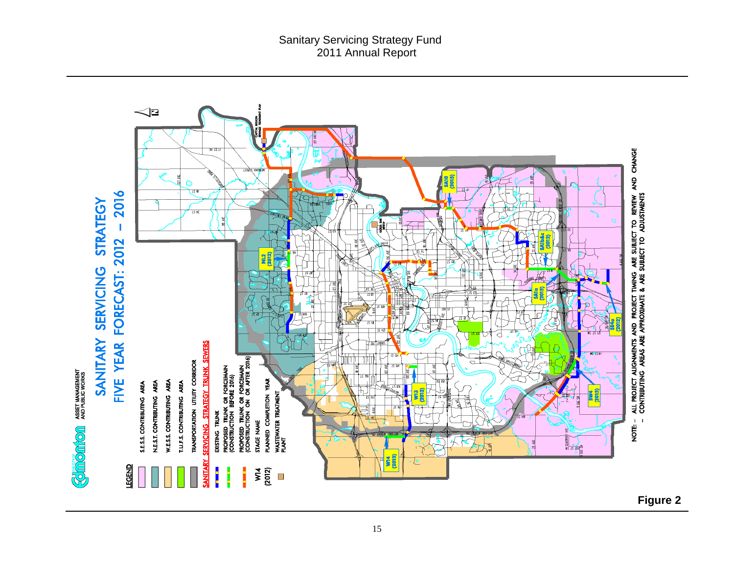Edmonton
ASSET MANAGEMENT AND PUBLIC WORKS

# SANITARY SERVICING STRATEGY

## FIVE YEAR FORECAST: 2012 – 2016

**LEGEND**

- S.E.S.S. CONTRIBUTING AREA
- N.E.S.T. CONTRIBUTING AREA
- W.E.S.S. CONTRIBUTING AREA
- T.U.F.S. CONTRIBUTING AREA
- TRANSPORTATION UTILITY CORRIDOR

**SANITARY SERVICING STRATEGY TRUNK SEWERS**

- EXISTING TRUNK
- PROPOSED TRUNK OR FORCEMAIN (CONSTRUCTION BEFORE 2016)
- PROPOSED TRUNK OR FORCEMAIN (CONSTRUCTION ON OR AFTER 2016)
- W14 — STAGE NAME
- (2012) — PLANNED COMPLETION YEAR
- WASTEWATER TREATMENT PLANT

SA10 (2015)

SA1b&c (2012)

SA1a (2015)

SE4a (2012)

SW4 (2015)

NL2 (2012)

W13 (2013)

W14 (2013)

NOTE: – ALL PROJECT ALIGNMENTS AND PROJECT TIMING ARE SUBJECT TO REVIEW AND CHANGE
– CONTRIBUTING AREAS ARE APPROXIMATE & ARE SUBJECT TO ADJUSTMENTS

**Figure 2**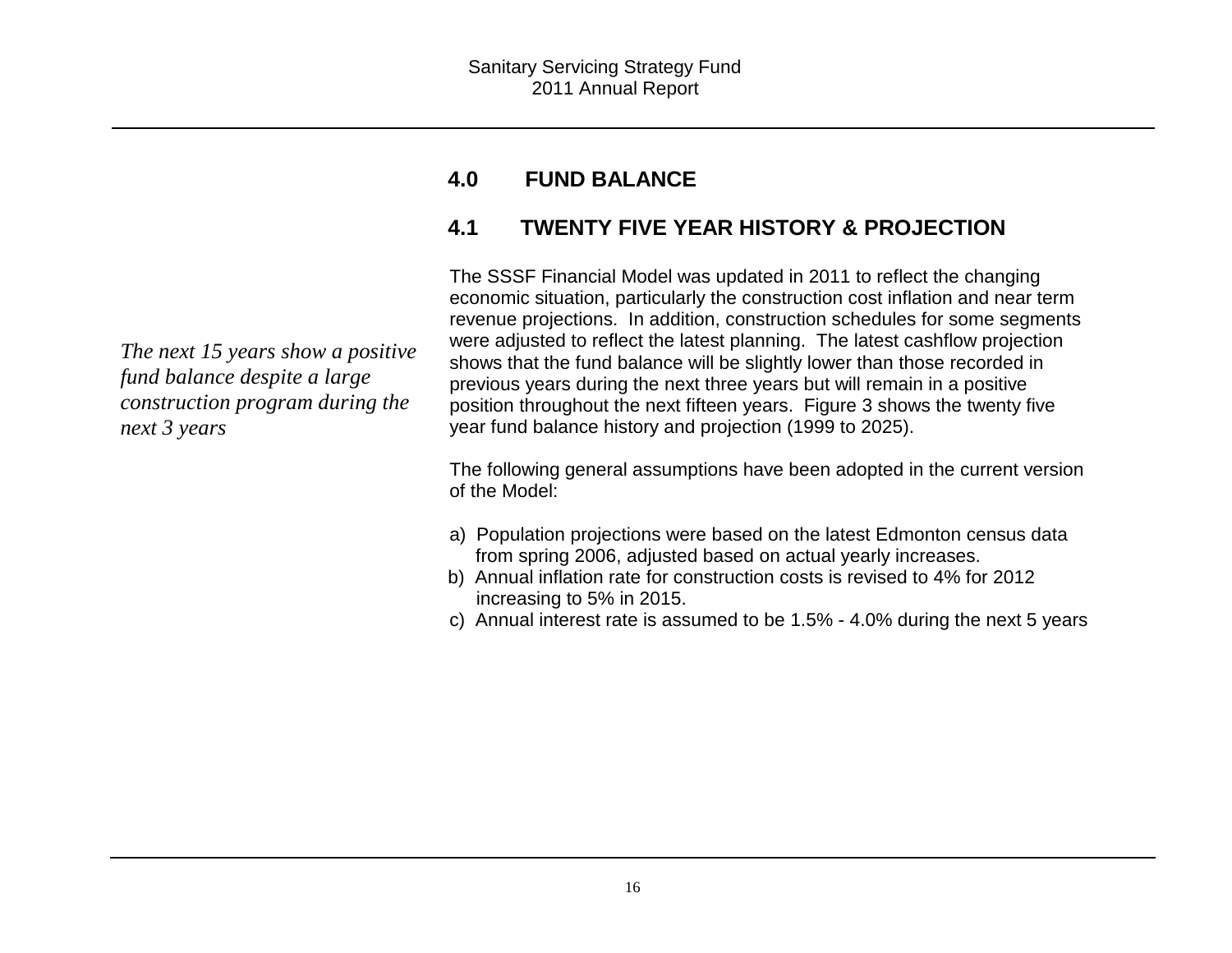## 4.0 FUND BALANCE

### 4.1 TWENTY FIVE YEAR HISTORY & PROJECTION

*The next 15 years show a positive fund balance despite a large construction program during the next 3 years*

The SSSF Financial Model was updated in 2011 to reflect the changing economic situation, particularly the construction cost inflation and near term revenue projections. In addition, construction schedules for some segments were adjusted to reflect the latest planning. The latest cashflow projection shows that the fund balance will be slightly lower than those recorded in previous years during the next three years but will remain in a positive position throughout the next fifteen years. Figure 3 shows the twenty five year fund balance history and projection (1999 to 2025).

The following general assumptions have been adopted in the current version of the Model:

a) Population projections were based on the latest Edmonton census data from spring 2006, adjusted based on actual yearly increases.
b) Annual inflation rate for construction costs is revised to 4% for 2012 increasing to 5% in 2015.
c) Annual interest rate is assumed to be 1.5% - 4.0% during the next 5 years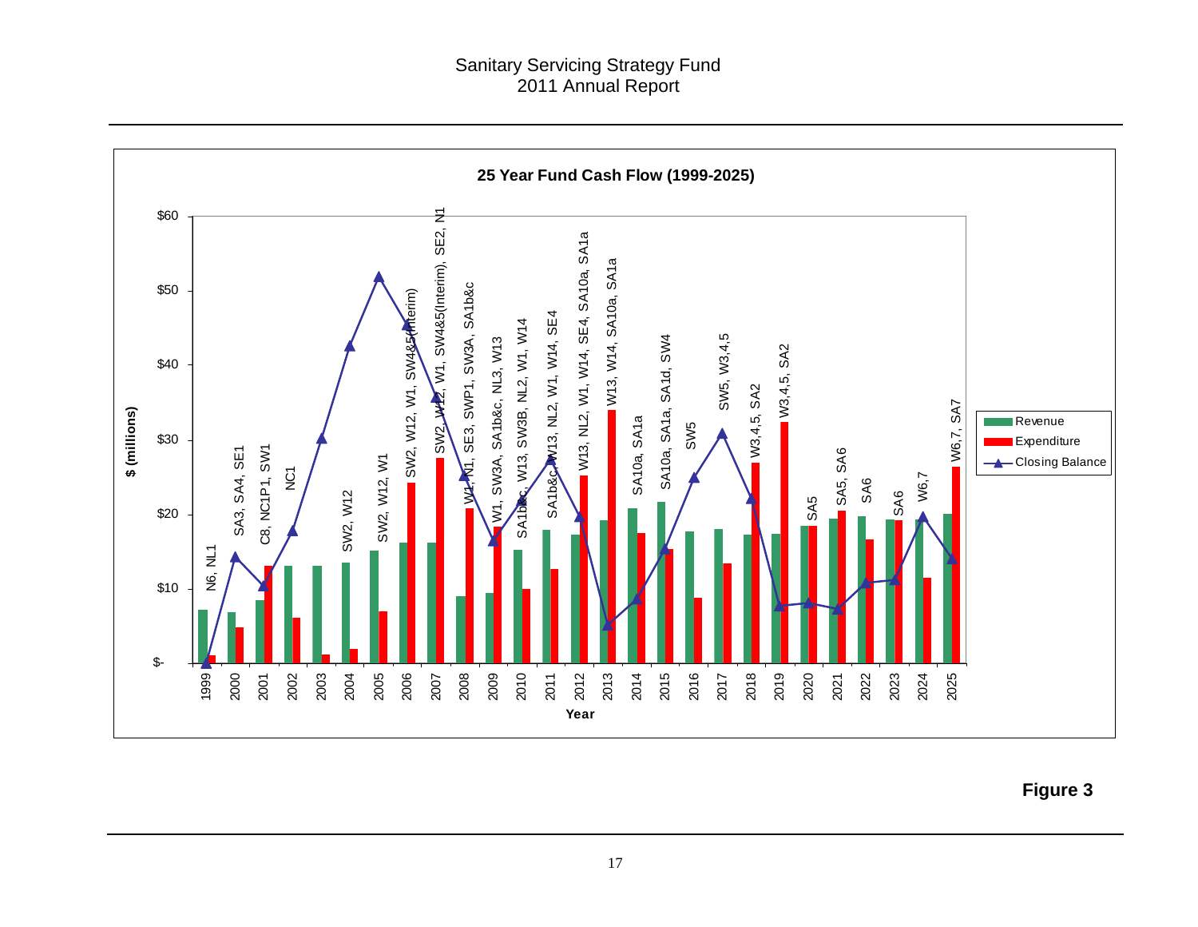Sanitary Servicing Strategy Fund
2011 Annual Report

## 25 Year Fund Cash Flow (1999-2025)

| Year | Projects |
|---|---|
| 1999 | N6, NL1 |
| 2000 | SA3, SA4, SE1 |
| 2001 | C8, NC1P1, SW1 |
| 2002 | NC1 |
| 2003 | |
| 2004 | SW2, W12 |
| 2005 | SW2, W12, W1 |
| 2006 | SW2, W12, W1, SW4&5(Interim) |
| 2007 | SW2, W12, W1, SW4&5(Interim), SE2, N1 |
| 2008 | W1, N1, SE3, SWP1, SW3A, SA1b&c |
| 2009 | W1, SW3A, SA1b&c, NL3, W13 |
| 2010 | SA1b&c, W13, SW3B, NL2, W1, W14 |
| 2011 | SA1b&c, W13, NL2, W1, W14, SE4 |
| 2012 | W13, NL2, W1, W14, SE4, SA10a, SA1a |
| 2013 | W13, W14, SA10a, SA1a |
| 2014 | SA10a, SA1a |
| 2015 | SA10a, SA1a, SA1d, SW4 |
| 2016 | SW5 |
| 2017 | SW5, W3,4,5 |
| 2018 | W3,4,5, SA2 |
| 2019 | W3,4,5, SA2 |
| 2020 | SA5 |
| 2021 | SA5, SA6 |
| 2022 | SA6 |
| 2023 | SA6 |
| 2024 | W6,7 |
| 2025 | W6,7, SA7 |

Legend: Revenue, Expenditure, Closing Balance. Y-axis: $ (millions), $- to $60. X-axis: Year.

**Figure 3**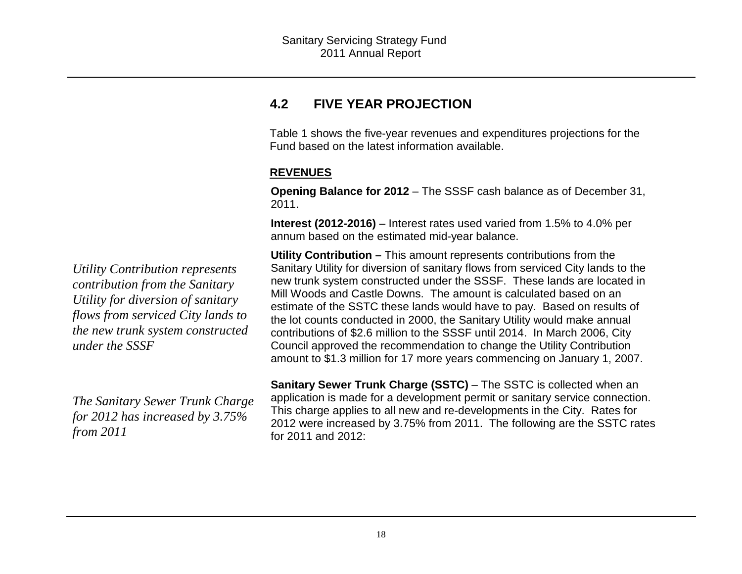## 4.2 FIVE YEAR PROJECTION

Table 1 shows the five-year revenues and expenditures projections for the Fund based on the latest information available.

**REVENUES**

**Opening Balance for 2012** – The SSSF cash balance as of December 31, 2011.

**Interest (2012-2016)** – Interest rates used varied from 1.5% to 4.0% per annum based on the estimated mid-year balance.

*Utility Contribution represents contribution from the Sanitary Utility for diversion of sanitary flows from serviced City lands to the new trunk system constructed under the SSSF*

**Utility Contribution –** This amount represents contributions from the Sanitary Utility for diversion of sanitary flows from serviced City lands to the new trunk system constructed under the SSSF. These lands are located in Mill Woods and Castle Downs. The amount is calculated based on an estimate of the SSTC these lands would have to pay. Based on results of the lot counts conducted in 2000, the Sanitary Utility would make annual contributions of $2.6 million to the SSSF until 2014. In March 2006, City Council approved the recommendation to change the Utility Contribution amount to $1.3 million for 17 more years commencing on January 1, 2007.

*The Sanitary Sewer Trunk Charge for 2012 has increased by 3.75% from 2011*

**Sanitary Sewer Trunk Charge (SSTC)** – The SSTC is collected when an application is made for a development permit or sanitary service connection. This charge applies to all new and re-developments in the City. Rates for 2012 were increased by 3.75% from 2011. The following are the SSTC rates for 2011 and 2012: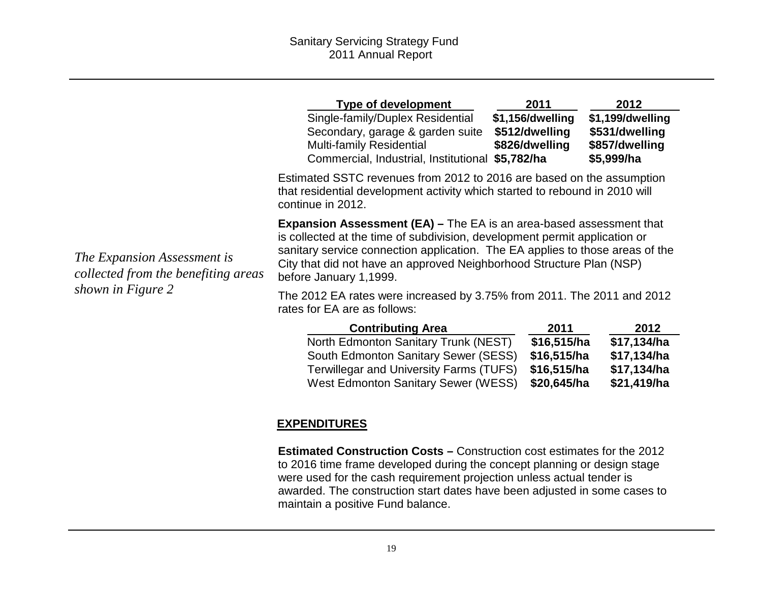| Type of development | 2011 | 2012 |
| --- | --- | --- |
| Single-family/Duplex Residential | **$1,156/dwelling** | **$1,199/dwelling** |
| Secondary, garage & garden suite | **$512/dwelling** | **$531/dwelling** |
| Multi-family Residential | **$826/dwelling** | **$857/dwelling** |
| Commercial, Industrial, Institutional | **$5,782/ha** | **$5,999/ha** |

Estimated SSTC revenues from 2012 to 2016 are based on the assumption that residential development activity which started to rebound in 2010 will continue in 2012.

*The Expansion Assessment is collected from the benefiting areas shown in Figure 2*

**Expansion Assessment (EA) –** The EA is an area-based assessment that is collected at the time of subdivision, development permit application or sanitary service connection application. The EA applies to those areas of the City that did not have an approved Neighborhood Structure Plan (NSP) before January 1,1999.

The 2012 EA rates were increased by 3.75% from 2011. The 2011 and 2012 rates for EA are as follows:

| Contributing Area | 2011 | 2012 |
| --- | --- | --- |
| North Edmonton Sanitary Trunk (NEST) | **$16,515/ha** | **$17,134/ha** |
| South Edmonton Sanitary Sewer (SESS) | **$16,515/ha** | **$17,134/ha** |
| Terwillegar and University Farms (TUFS) | **$16,515/ha** | **$17,134/ha** |
| West Edmonton Sanitary Sewer (WESS) | **$20,645/ha** | **$21,419/ha** |

## EXPENDITURES

**Estimated Construction Costs –** Construction cost estimates for the 2012 to 2016 time frame developed during the concept planning or design stage were used for the cash requirement projection unless actual tender is awarded. The construction start dates have been adjusted in some cases to maintain a positive Fund balance.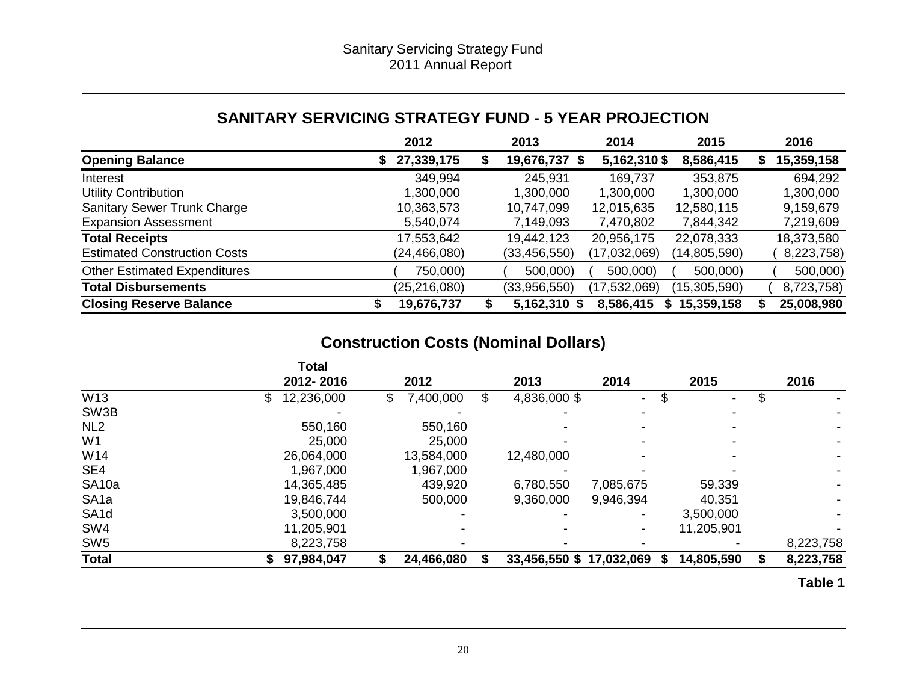Sanitary Servicing Strategy Fund
2011 Annual Report

## SANITARY SERVICING STRATEGY FUND - 5 YEAR PROJECTION

| | 2012 | 2013 | 2014 | 2015 | 2016 |
|---|---|---|---|---|---|
| **Opening Balance** | **$ 27,339,175** | **$ 19,676,737** | **$ 5,162,310** | **$ 8,586,415** | **$ 15,359,158** |
| Interest | 349,994 | 245,931 | 169,737 | 353,875 | 694,292 |
| Utility Contribution | 1,300,000 | 1,300,000 | 1,300,000 | 1,300,000 | 1,300,000 |
| Sanitary Sewer Trunk Charge | 10,363,573 | 10,747,099 | 12,015,635 | 12,580,115 | 9,159,679 |
| Expansion Assessment | 5,540,074 | 7,149,093 | 7,470,802 | 7,844,342 | 7,219,609 |
| **Total Receipts** | 17,553,642 | 19,442,123 | 20,956,175 | 22,078,333 | 18,373,580 |
| Estimated Construction Costs | (24,466,080) | (33,456,550) | (17,032,069) | (14,805,590) | (8,223,758) |
| Other Estimated Expenditures | (750,000) | (500,000) | (500,000) | (500,000) | (500,000) |
| **Total Disbursements** | (25,216,080) | (33,956,550) | (17,532,069) | (15,305,590) | (8,723,758) |
| **Closing Reserve Balance** | **$ 19,676,737** | **$ 5,162,310** | **$ 8,586,415** | **$ 15,359,158** | **$ 25,008,980** |

## Construction Costs (Nominal Dollars)

| | Total 2012- 2016 | 2012 | 2013 | 2014 | 2015 | 2016 |
|---|---|---|---|---|---|---|
| W13 | $ 12,236,000 | $ 7,400,000 | $ 4,836,000 | $ - | $ - | $ - |
| SW3B | - | - | - | - | - | - |
| NL2 | 550,160 | 550,160 | - | - | - | - |
| W1 | 25,000 | 25,000 | - | - | - | - |
| W14 | 26,064,000 | 13,584,000 | 12,480,000 | - | - | - |
| SE4 | 1,967,000 | 1,967,000 | - | - | - | - |
| SA10a | 14,365,485 | 439,920 | 6,780,550 | 7,085,675 | 59,339 | - |
| SA1a | 19,846,744 | 500,000 | 9,360,000 | 9,946,394 | 40,351 | - |
| SA1d | 3,500,000 | - | - | - | 3,500,000 | - |
| SW4 | 11,205,901 | - | - | - | 11,205,901 | - |
| SW5 | 8,223,758 | - | - | - | - | 8,223,758 |
| **Total** | **$ 97,984,047** | **$ 24,466,080** | **$ 33,456,550** | **$ 17,032,069** | **$ 14,805,590** | **$ 8,223,758** |

**Table 1**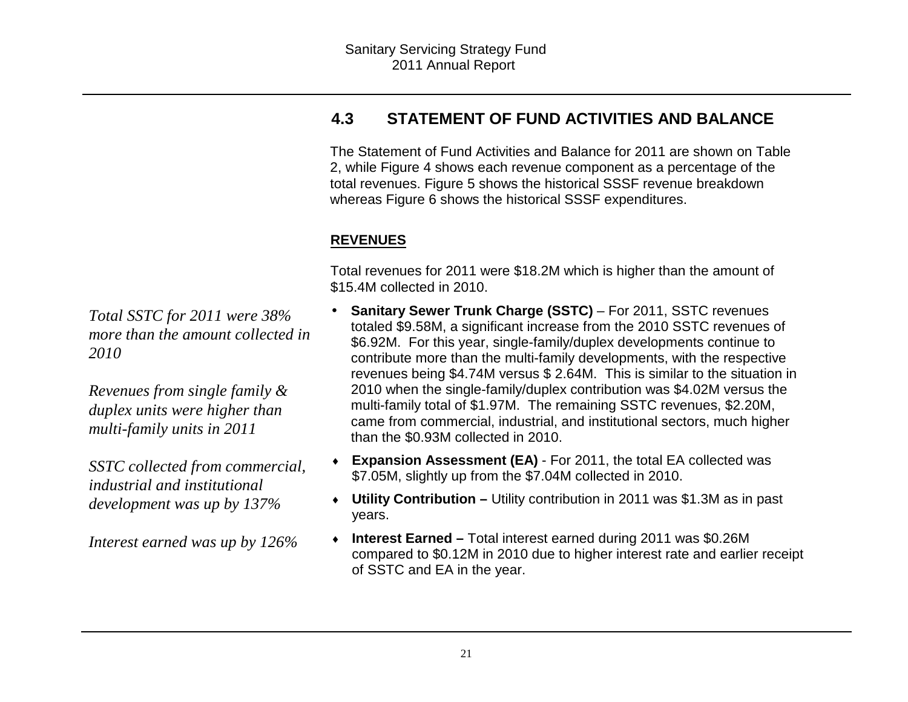## 4.3 STATEMENT OF FUND ACTIVITIES AND BALANCE

The Statement of Fund Activities and Balance for 2011 are shown on Table 2, while Figure 4 shows each revenue component as a percentage of the total revenues. Figure 5 shows the historical SSSF revenue breakdown whereas Figure 6 shows the historical SSSF expenditures.

**REVENUES**

Total revenues for 2011 were $18.2M which is higher than the amount of $15.4M collected in 2010.

*Total SSTC for 2011 were 38% more than the amount collected in 2010*

*Revenues from single family & duplex units were higher than multi-family units in 2011*

*SSTC collected from commercial, industrial and institutional development was up by 137%*

*Interest earned was up by 126%*

- **Sanitary Sewer Trunk Charge (SSTC)** – For 2011, SSTC revenues totaled $9.58M, a significant increase from the 2010 SSTC revenues of $6.92M. For this year, single-family/duplex developments continue to contribute more than the multi-family developments, with the respective revenues being $4.74M versus $ 2.64M. This is similar to the situation in 2010 when the single-family/duplex contribution was $4.02M versus the multi-family total of $1.97M. The remaining SSTC revenues, $2.20M, came from commercial, industrial, and institutional sectors, much higher than the $0.93M collected in 2010.
- **Expansion Assessment (EA)** - For 2011, the total EA collected was $7.05M, slightly up from the $7.04M collected in 2010.
- **Utility Contribution –** Utility contribution in 2011 was $1.3M as in past years.
- **Interest Earned –** Total interest earned during 2011 was $0.26M compared to $0.12M in 2010 due to higher interest rate and earlier receipt of SSTC and EA in the year.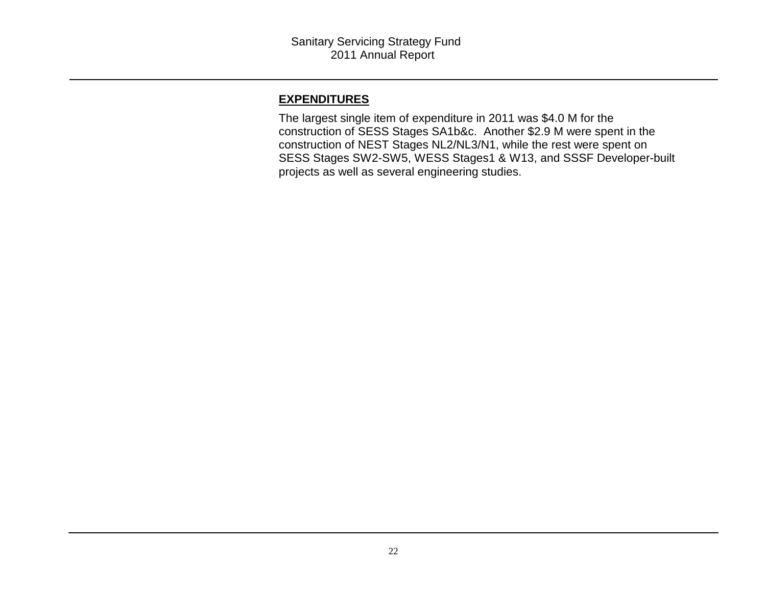## EXPENDITURES

The largest single item of expenditure in 2011 was $4.0 M for the construction of SESS Stages SA1b&c. Another $2.9 M were spent in the construction of NEST Stages NL2/NL3/N1, while the rest were spent on SESS Stages SW2-SW5, WESS Stages1 & W13, and SSSF Developer-built projects as well as several engineering studies.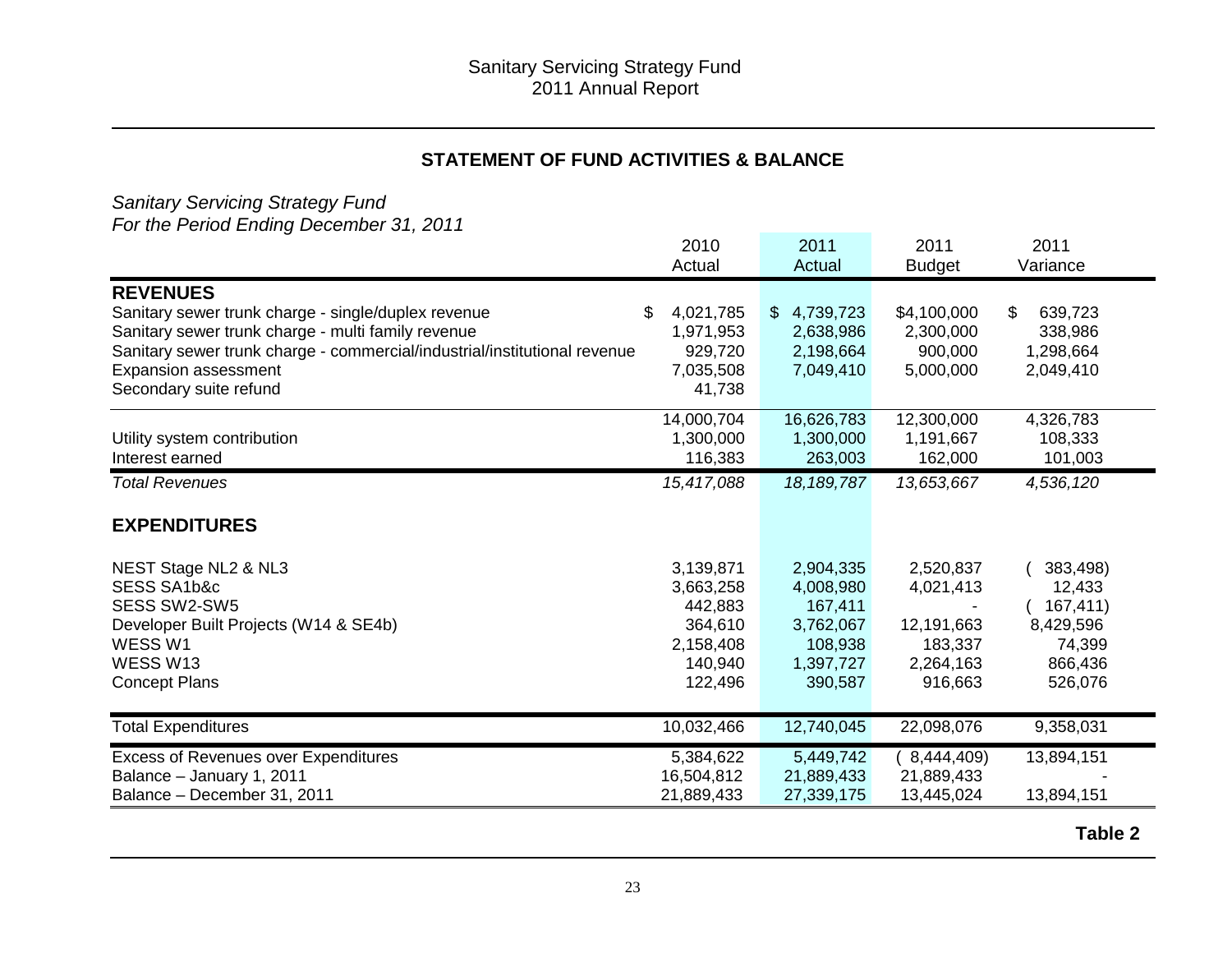# Sanitary Servicing Strategy Fund
# 2011 Annual Report

## STATEMENT OF FUND ACTIVITIES & BALANCE

*Sanitary Servicing Strategy Fund*
*For the Period Ending December 31, 2011*

| | 2010 Actual | 2011 Actual | 2011 Budget | 2011 Variance |
|---|---|---|---|---|
| **REVENUES** | | | | |
| Sanitary sewer trunk charge - single/duplex revenue | $ 4,021,785 | $ 4,739,723 | $4,100,000 | $ 639,723 |
| Sanitary sewer trunk charge - multi family revenue | 1,971,953 | 2,638,986 | 2,300,000 | 338,986 |
| Sanitary sewer trunk charge - commercial/industrial/institutional revenue | 929,720 | 2,198,664 | 900,000 | 1,298,664 |
| Expansion assessment | 7,035,508 | 7,049,410 | 5,000,000 | 2,049,410 |
| Secondary suite refund | 41,738 | | | |
| | 14,000,704 | 16,626,783 | 12,300,000 | 4,326,783 |
| Utility system contribution | 1,300,000 | 1,300,000 | 1,191,667 | 108,333 |
| Interest earned | 116,383 | 263,003 | 162,000 | 101,003 |
| *Total Revenues* | *15,417,088* | *18,189,787* | *13,653,667* | *4,536,120* |
| **EXPENDITURES** | | | | |
| NEST Stage NL2 & NL3 | 3,139,871 | 2,904,335 | 2,520,837 | ( 383,498) |
| SESS SA1b&c | 3,663,258 | 4,008,980 | 4,021,413 | 12,433 |
| SESS SW2-SW5 | 442,883 | 167,411 | - | ( 167,411) |
| Developer Built Projects (W14 & SE4b) | 364,610 | 3,762,067 | 12,191,663 | 8,429,596 |
| WESS W1 | 2,158,408 | 108,938 | 183,337 | 74,399 |
| WESS W13 | 140,940 | 1,397,727 | 2,264,163 | 866,436 |
| Concept Plans | 122,496 | 390,587 | 916,663 | 526,076 |
| Total Expenditures | 10,032,466 | 12,740,045 | 22,098,076 | 9,358,031 |
| Excess of Revenues over Expenditures | 5,384,622 | 5,449,742 | ( 8,444,409) | 13,894,151 |
| Balance – January 1, 2011 | 16,504,812 | 21,889,433 | 21,889,433 | - |
| Balance – December 31, 2011 | 21,889,433 | 27,339,175 | 13,445,024 | 13,894,151 |

**Table 2**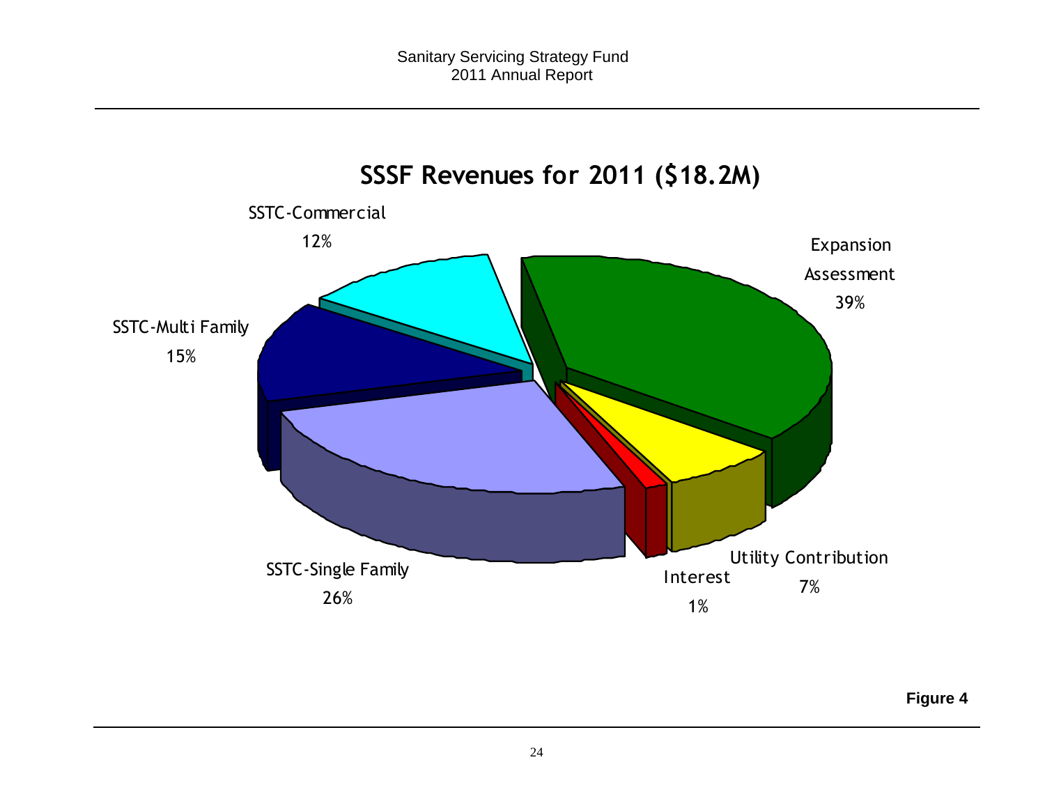## SSSF Revenues for 2011 ($18.2M)

SSTC-Commercial 12%

Expansion Assessment 39%

SSTC-Multi Family 15%

SSTC-Single Family 26%

Interest 1%

Utility Contribution 7%

**Figure 4**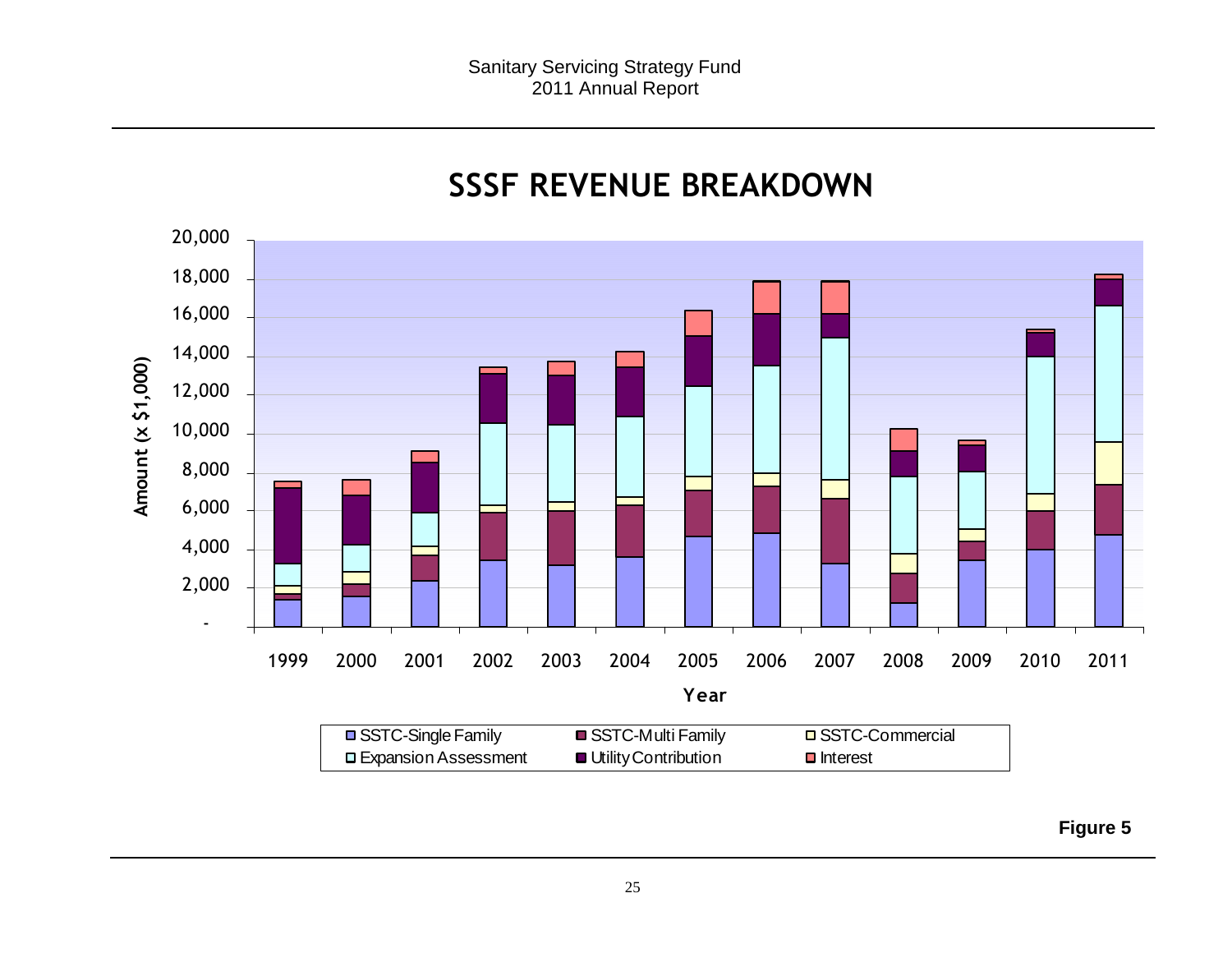# SSSF REVENUE BREAKDOWN

Amount (x $1,000)

Year: 1999, 2000, 2001, 2002, 2003, 2004, 2005, 2006, 2007, 2008, 2009, 2010, 2011

Legend: SSTC-Single Family, SSTC-Multi Family, SSTC-Commercial, Expansion Assessment, Utility Contribution, Interest

**Figure 5**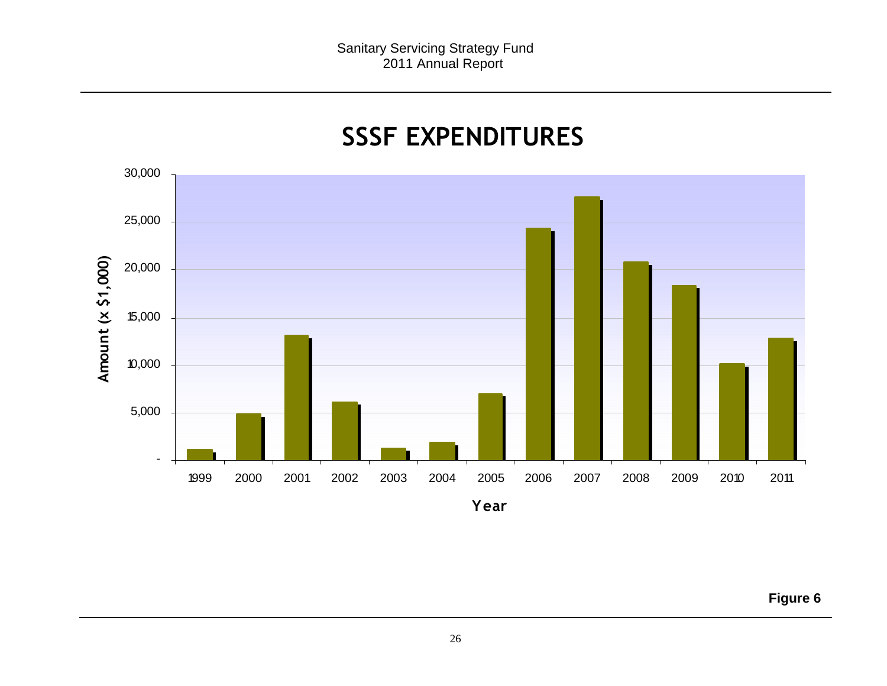# SSSF EXPENDITURES

30,000
25,000
20,000
15,000
10,000
5,000
-

Amount (x $1,000)

1999 2000 2001 2002 2003 2004 2005 2006 2007 2008 2009 2010 2011

Year

**Figure 6**